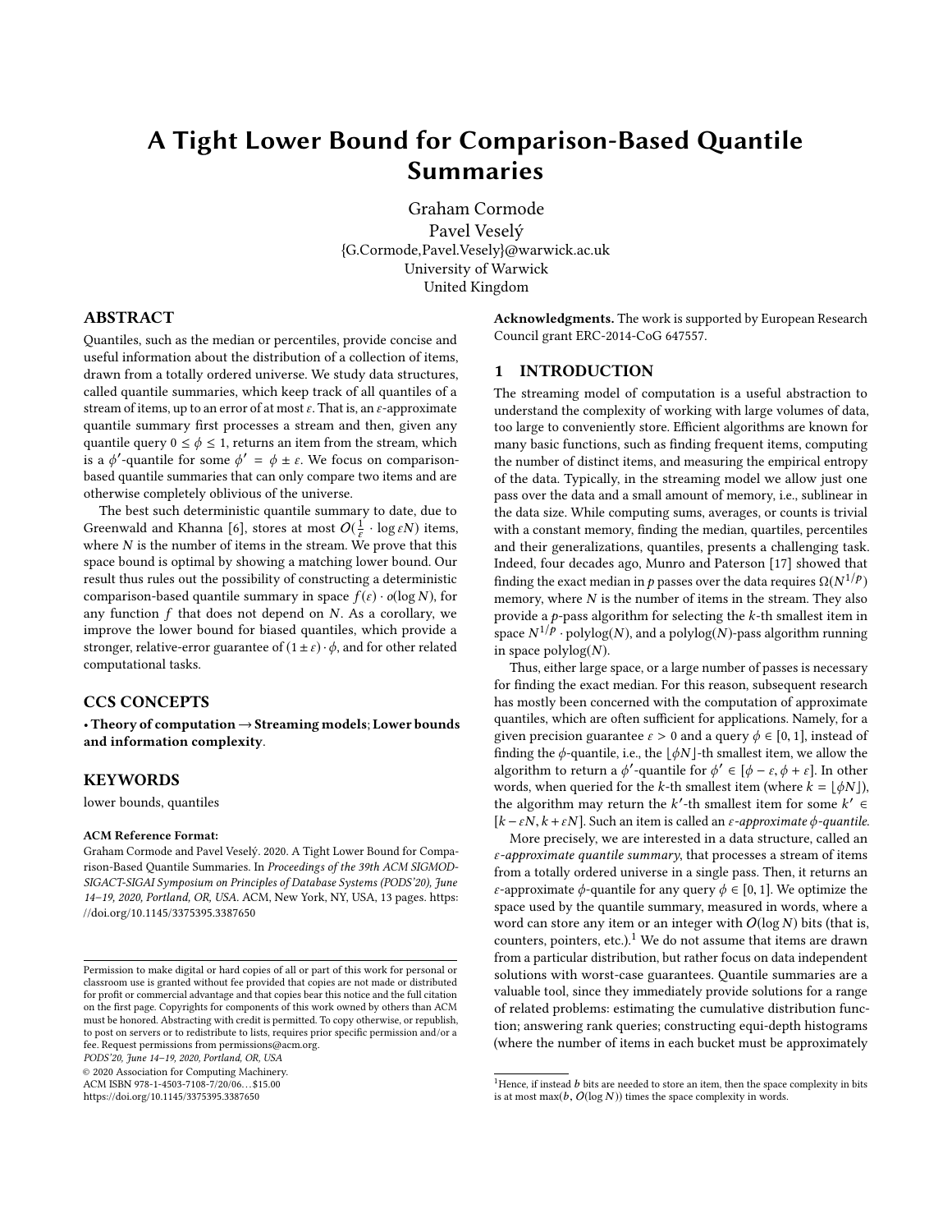# A Tight Lower Bound for Comparison-Based Quantile Summaries

Graham Cormode
Pavel Veselý
{G.Cormode,Pavel.Vesely}@warwick.ac.uk
University of Warwick
United Kingdom

## ABSTRACT

Quantiles, such as the median or percentiles, provide concise and useful information about the distribution of a collection of items, drawn from a totally ordered universe. We study data structures, called quantile summaries, which keep track of all quantiles of a stream of items, up to an error of at most $\varepsilon$. That is, an $\varepsilon$-approximate quantile summary first processes a stream and then, given any quantile query $0 \le \phi \le 1$, returns an item from the stream, which is a $\phi'$-quantile for some $\phi' = \phi \pm \varepsilon$. We focus on comparison-based quantile summaries that can only compare two items and are otherwise completely oblivious of the universe.

The best such deterministic quantile summary to date, due to Greenwald and Khanna [6], stores at most $O(\frac{1}{\varepsilon} \cdot \log \varepsilon N)$ items, where $N$ is the number of items in the stream. We prove that this space bound is optimal by showing a matching lower bound. Our result thus rules out the possibility of constructing a deterministic comparison-based quantile summary in space $f(\varepsilon) \cdot o(\log N)$, for any function $f$ that does not depend on $N$. As a corollary, we improve the lower bound for biased quantiles, which provide a stronger, relative-error guarantee of $(1 \pm \varepsilon) \cdot \phi$, and for other related computational tasks.

## CCS CONCEPTS

• **Theory of computation → Streaming models**; **Lower bounds and information complexity**.

## KEYWORDS

lower bounds, quantiles

**ACM Reference Format:**
Graham Cormode and Pavel Veselý. 2020. A Tight Lower Bound for Comparison-Based Quantile Summaries. In *Proceedings of the 39th ACM SIGMOD-SIGACT-SIGAI Symposium on Principles of Database Systems (PODS'20), June 14–19, 2020, Portland, OR, USA.* ACM, New York, NY, USA, 13 pages. https://doi.org/10.1145/3375395.3387650

Permission to make digital or hard copies of all or part of this work for personal or classroom use is granted without fee provided that copies are not made or distributed for profit or commercial advantage and that copies bear this notice and the full citation on the first page. Copyrights for components of this work owned by others than ACM must be honored. Abstracting with credit is permitted. To copy otherwise, or republish, to post on servers or to redistribute to lists, requires prior specific permission and/or a fee. Request permissions from permissions@acm.org.
*PODS'20, June 14–19, 2020, Portland, OR, USA*
© 2020 Association for Computing Machinery.
ACM ISBN 978-1-4503-7108-7/20/06...$15.00
https://doi.org/10.1145/3375395.3387650

**Acknowledgments.** The work is supported by European Research Council grant ERC-2014-CoG 647557.

## 1 INTRODUCTION

The streaming model of computation is a useful abstraction to understand the complexity of working with large volumes of data, too large to conveniently store. Efficient algorithms are known for many basic functions, such as finding frequent items, computing the number of distinct items, and measuring the empirical entropy of the data. Typically, in the streaming model we allow just one pass over the data and a small amount of memory, i.e., sublinear in the data size. While computing sums, averages, or counts is trivial with a constant memory, finding the median, quartiles, percentiles and their generalizations, quantiles, presents a challenging task. Indeed, four decades ago, Munro and Paterson [17] showed that finding the exact median in $p$ passes over the data requires $\Omega(N^{1/p})$ memory, where $N$ is the number of items in the stream. They also provide a $p$-pass algorithm for selecting the $k$-th smallest item in space $N^{1/p} \cdot \text{polylog}(N)$, and a polylog$(N)$-pass algorithm running in space polylog$(N)$.

Thus, either large space, or a large number of passes is necessary for finding the exact median. For this reason, subsequent research has mostly been concerned with the computation of approximate quantiles, which are often sufficient for applications. Namely, for a given precision guarantee $\varepsilon > 0$ and a query $\phi \in [0, 1]$, instead of finding the $\phi$-quantile, i.e., the $\lfloor \phi N \rfloor$-th smallest item, we allow the algorithm to return a $\phi'$-quantile for $\phi' \in [\phi - \varepsilon, \phi + \varepsilon]$. In other words, when queried for the $k$-th smallest item (where $k = \lfloor \phi N \rfloor$), the algorithm may return the $k'$-th smallest item for some $k' \in [k - \varepsilon N, k + \varepsilon N]$. Such an item is called an *$\varepsilon$-approximate $\phi$-quantile*.

More precisely, we are interested in a data structure, called an *$\varepsilon$-approximate quantile summary*, that processes a stream of items from a totally ordered universe in a single pass. Then, it returns an $\varepsilon$-approximate $\phi$-quantile for any query $\phi \in [0, 1]$. We optimize the space used by the quantile summary, measured in words, where a word can store any item or an integer with $O(\log N)$ bits (that is, counters, pointers, etc.).[1] We do not assume that items are drawn from a particular distribution, but rather focus on data independent solutions with worst-case guarantees. Quantile summaries are a valuable tool, since they immediately provide solutions for a range of related problems: estimating the cumulative distribution function; answering rank queries; constructing equi-depth histograms (where the number of items in each bucket must be approximately

[1] Hence, if instead $b$ bits are needed to store an item, then the space complexity in bits is at most $\max(b, O(\log N))$ times the space complexity in words.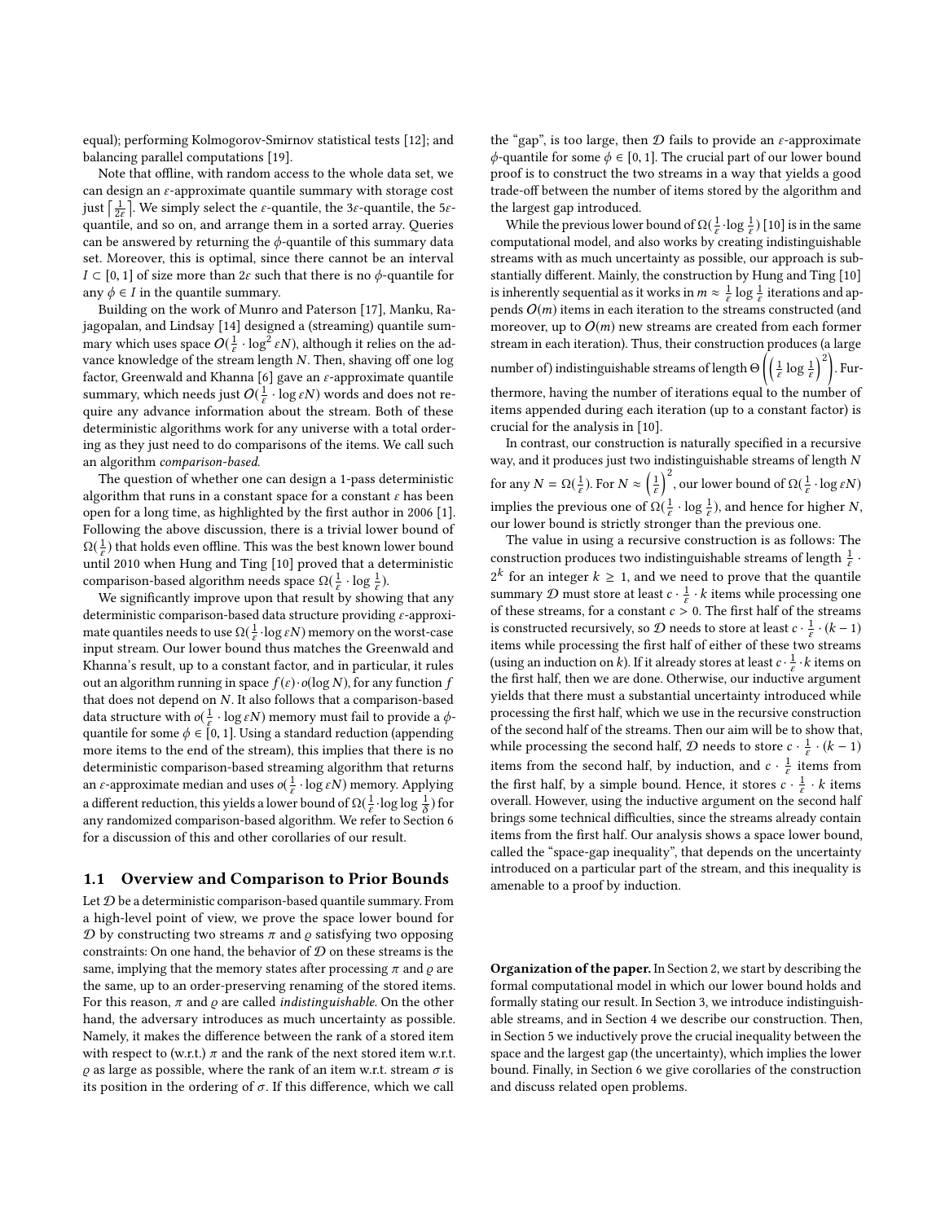equal); performing Kolmogorov-Smirnov statistical tests [12]; and balancing parallel computations [19].

Note that offline, with random access to the whole data set, we can design an $\varepsilon$-approximate quantile summary with storage cost just $\lceil \frac{1}{2\varepsilon} \rceil$. We simply select the $\varepsilon$-quantile, the $3\varepsilon$-quantile, the $5\varepsilon$-quantile, and so on, and arrange them in a sorted array. Queries can be answered by returning the $\phi$-quantile of this summary data set. Moreover, this is optimal, since there cannot be an interval $I \subset [0, 1]$ of size more than $2\varepsilon$ such that there is no $\phi$-quantile for any $\phi \in I$ in the quantile summary.

Building on the work of Munro and Paterson [17], Manku, Rajagopalan, and Lindsay [14] designed a (streaming) quantile summary which uses space $O(\frac{1}{\varepsilon} \cdot \log^2 \varepsilon N)$, although it relies on the advance knowledge of the stream length $N$. Then, shaving off one log factor, Greenwald and Khanna [6] gave an $\varepsilon$-approximate quantile summary, which needs just $O(\frac{1}{\varepsilon} \cdot \log \varepsilon N)$ words and does not require any advance information about the stream. Both of these deterministic algorithms work for any universe with a total ordering as they just need to do comparisons of the items. We call such an algorithm *comparison-based*.

The question of whether one can design a 1-pass deterministic algorithm that runs in a constant space for a constant $\varepsilon$ has been open for a long time, as highlighted by the first author in 2006 [1]. Following the above discussion, there is a trivial lower bound of $\Omega(\frac{1}{\varepsilon})$ that holds even offline. This was the best known lower bound until 2010 when Hung and Ting [10] proved that a deterministic comparison-based algorithm needs space $\Omega(\frac{1}{\varepsilon} \cdot \log \frac{1}{\varepsilon})$.

We significantly improve upon that result by showing that any deterministic comparison-based data structure providing $\varepsilon$-approximate quantiles needs to use $\Omega(\frac{1}{\varepsilon} \cdot \log \varepsilon N)$ memory on the worst-case input stream. Our lower bound thus matches the Greenwald and Khanna's result, up to a constant factor, and in particular, it rules out an algorithm running in space $f(\varepsilon) \cdot o(\log N)$, for any function $f$ that does not depend on $N$. It also follows that a comparison-based data structure with $o(\frac{1}{\varepsilon} \cdot \log \varepsilon N)$ memory must fail to provide a $\phi$-quantile for some $\phi \in [0, 1]$. Using a standard reduction (appending more items to the end of the stream), this implies that there is no deterministic comparison-based streaming algorithm that returns an $\varepsilon$-approximate median and uses $o(\frac{1}{\varepsilon} \cdot \log \varepsilon N)$ memory. Applying a different reduction, this yields a lower bound of $\Omega(\frac{1}{\varepsilon} \cdot \log \log \frac{1}{\delta})$ for any randomized comparison-based algorithm. We refer to Section 6 for a discussion of this and other corollaries of our result.

## 1.1 Overview and Comparison to Prior Bounds

Let $\mathcal{D}$ be a deterministic comparison-based quantile summary. From a high-level point of view, we prove the space lower bound for $\mathcal{D}$ by constructing two streams $\pi$ and $\varrho$ satisfying two opposing constraints: On one hand, the behavior of $\mathcal{D}$ on these streams is the same, implying that the memory states after processing $\pi$ and $\varrho$ are the same, up to an order-preserving renaming of the stored items. For this reason, $\pi$ and $\varrho$ are called *indistinguishable*. On the other hand, the adversary introduces as much uncertainty as possible. Namely, it makes the difference between the rank of a stored item with respect to (w.r.t.) $\pi$ and the rank of the next stored item w.r.t. $\varrho$ as large as possible, where the rank of an item w.r.t. stream $\sigma$ is its position in the ordering of $\sigma$. If this difference, which we call the "gap", is too large, then $\mathcal{D}$ fails to provide an $\varepsilon$-approximate $\phi$-quantile for some $\phi \in [0, 1]$. The crucial part of our lower bound proof is to construct the two streams in a way that yields a good trade-off between the number of items stored by the algorithm and the largest gap introduced.

While the previous lower bound of $\Omega(\frac{1}{\varepsilon} \cdot \log \frac{1}{\varepsilon})$ [10] is in the same computational model, and also works by creating indistinguishable streams with as much uncertainty as possible, our approach is substantially different. Mainly, the construction by Hung and Ting [10] is inherently sequential as it works in $m \approx \frac{1}{\varepsilon} \log \frac{1}{\varepsilon}$ iterations and appends $O(m)$ items in each iteration to the streams constructed (and moreover, up to $O(m)$ new streams are created from each former stream in each iteration). Thus, their construction produces (a large number of) indistinguishable streams of length $\Theta\left(\left(\frac{1}{\varepsilon} \log \frac{1}{\varepsilon}\right)^2\right)$. Furthermore, having the number of iterations equal to the number of items appended during each iteration (up to a constant factor) is crucial for the analysis in [10].

In contrast, our construction is naturally specified in a recursive way, and it produces just two indistinguishable streams of length $N$ for any $N = \Omega(\frac{1}{\varepsilon})$. For $N \approx \left(\frac{1}{\varepsilon}\right)^2$, our lower bound of $\Omega(\frac{1}{\varepsilon} \cdot \log \varepsilon N)$ implies the previous one of $\Omega(\frac{1}{\varepsilon} \cdot \log \frac{1}{\varepsilon})$, and hence for higher $N$, our lower bound is strictly stronger than the previous one.

The value in using a recursive construction is as follows: The construction produces two indistinguishable streams of length $\frac{1}{\varepsilon} \cdot 2^k$ for an integer $k \geq 1$, and we need to prove that the quantile summary $\mathcal{D}$ must store at least $c \cdot \frac{1}{\varepsilon} \cdot k$ items while processing one of these streams, for a constant $c > 0$. The first half of the streams is constructed recursively, so $\mathcal{D}$ needs to store at least $c \cdot \frac{1}{\varepsilon} \cdot (k-1)$ items while processing the first half of either of these two streams (using an induction on $k$). If it already stores at least $c \cdot \frac{1}{\varepsilon} \cdot k$ items on the first half, then we are done. Otherwise, our inductive argument yields that there must a substantial uncertainty introduced while processing the first half, which we use in the recursive construction of the second half of the streams. Then our aim will be to show that, while processing the second half, $\mathcal{D}$ needs to store $c \cdot \frac{1}{\varepsilon} \cdot (k-1)$ items from the second half, by induction, and $c \cdot \frac{1}{\varepsilon}$ items from the first half, by a simple bound. Hence, it stores $c \cdot \frac{1}{\varepsilon} \cdot k$ items overall. However, using the inductive argument on the second half brings some technical difficulties, since the streams already contain items from the first half. Our analysis shows a space lower bound, called the "space-gap inequality", that depends on the uncertainty introduced on a particular part of the stream, and this inequality is amenable to a proof by induction.

**Organization of the paper.** In Section 2, we start by describing the formal computational model in which our lower bound holds and formally stating our result. In Section 3, we introduce indistinguishable streams, and in Section 4 we describe our construction. Then, in Section 5 we inductively prove the crucial inequality between the space and the largest gap (the uncertainty), which implies the lower bound. Finally, in Section 6 we give corollaries of the construction and discuss related open problems.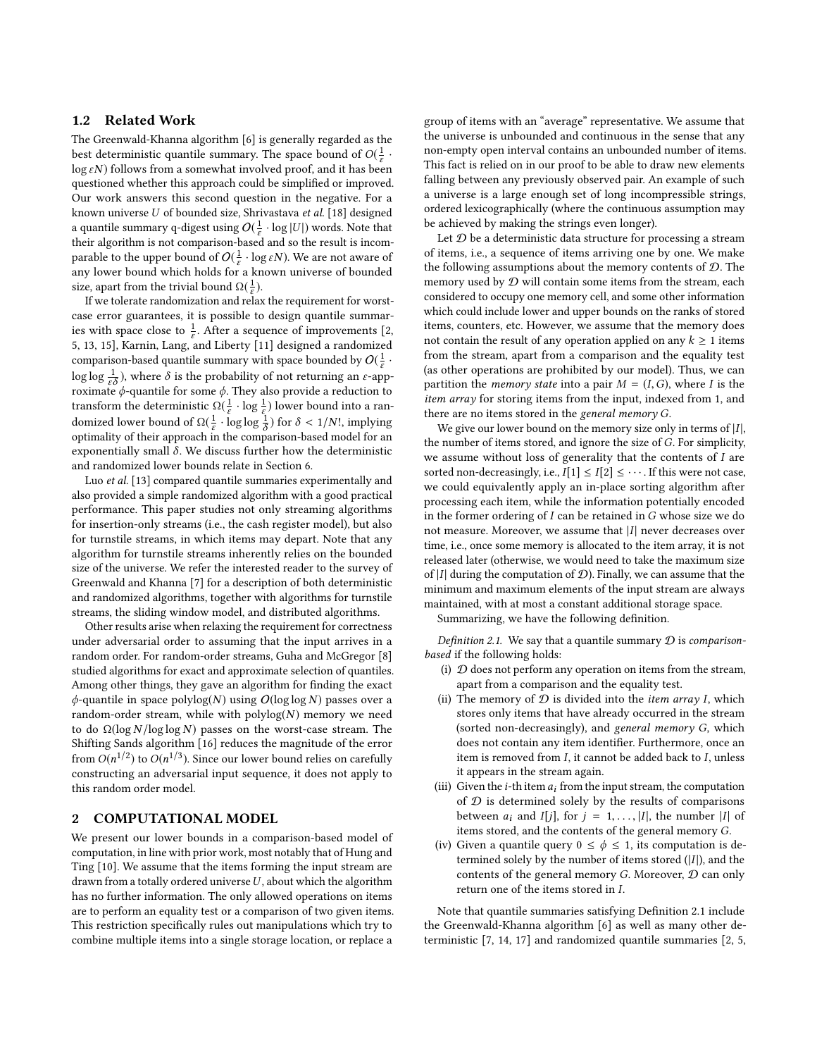### 1.2 Related Work

The Greenwald-Khanna algorithm [6] is generally regarded as the best deterministic quantile summary. The space bound of $O(\frac{1}{\varepsilon} \cdot \log \varepsilon N)$ follows from a somewhat involved proof, and it has been questioned whether this approach could be simplified or improved. Our work answers this second question in the negative. For a known universe $U$ of bounded size, Shrivastava *et al.* [18] designed a quantile summary q-digest using $O(\frac{1}{\varepsilon} \cdot \log |U|)$ words. Note that their algorithm is not comparison-based and so the result is incomparable to the upper bound of $O(\frac{1}{\varepsilon} \cdot \log \varepsilon N)$. We are not aware of any lower bound which holds for a known universe of bounded size, apart from the trivial bound $\Omega(\frac{1}{\varepsilon})$.

If we tolerate randomization and relax the requirement for worst-case error guarantees, it is possible to design quantile summaries with space close to $\frac{1}{\varepsilon}$. After a sequence of improvements [2, 5, 13, 15], Karnin, Lang, and Liberty [11] designed a randomized comparison-based quantile summary with space bounded by $O(\frac{1}{\varepsilon} \cdot \log\log \frac{1}{\varepsilon\delta})$, where $\delta$ is the probability of not returning an $\varepsilon$-approximate $\phi$-quantile for some $\phi$. They also provide a reduction to transform the deterministic $\Omega(\frac{1}{\varepsilon} \cdot \log \frac{1}{\varepsilon})$ lower bound into a randomized lower bound of $\Omega(\frac{1}{\varepsilon} \cdot \log\log \frac{1}{\delta})$ for $\delta < 1/N!$, implying optimality of their approach in the comparison-based model for an exponentially small $\delta$. We discuss further how the deterministic and randomized lower bounds relate in Section 6.

Luo *et al.* [13] compared quantile summaries experimentally and also provided a simple randomized algorithm with a good practical performance. This paper studies not only streaming algorithms for insertion-only streams (i.e., the cash register model), but also for turnstile streams, in which items may depart. Note that any algorithm for turnstile streams inherently relies on the bounded size of the universe. We refer the interested reader to the survey of Greenwald and Khanna [7] for a description of both deterministic and randomized algorithms, together with algorithms for turnstile streams, the sliding window model, and distributed algorithms.

Other results arise when relaxing the requirement for correctness under adversarial order to assuming that the input arrives in a random order. For random-order streams, Guha and McGregor [8] studied algorithms for exact and approximate selection of quantiles. Among other things, they gave an algorithm for finding the exact $\phi$-quantile in space polylog($N$) using $O(\log\log N)$ passes over a random-order stream, while with polylog($N$) memory we need to do $\Omega(\log N/\log\log N)$ passes on the worst-case stream. The Shifting Sands algorithm [16] reduces the magnitude of the error from $O(n^{1/2})$ to $O(n^{1/3})$. Since our lower bound relies on carefully constructing an adversarial input sequence, it does not apply to this random order model.

## 2 COMPUTATIONAL MODEL

We present our lower bounds in a comparison-based model of computation, in line with prior work, most notably that of Hung and Ting [10]. We assume that the items forming the input stream are drawn from a totally ordered universe $U$, about which the algorithm has no further information. The only allowed operations on items are to perform an equality test or a comparison of two given items. This restriction specifically rules out manipulations which try to combine multiple items into a single storage location, or replace a group of items with an "average" representative. We assume that the universe is unbounded and continuous in the sense that any non-empty open interval contains an unbounded number of items. This fact is relied on in our proof to be able to draw new elements falling between any previously observed pair. An example of such a universe is a large enough set of long incompressible strings, ordered lexicographically (where the continuous assumption may be achieved by making the strings even longer).

Let $\mathcal{D}$ be a deterministic data structure for processing a stream of items, i.e., a sequence of items arriving one by one. We make the following assumptions about the memory contents of $\mathcal{D}$. The memory used by $\mathcal{D}$ will contain some items from the stream, each considered to occupy one memory cell, and some other information which could include lower and upper bounds on the ranks of stored items, counters, etc. However, we assume that the memory does not contain the result of any operation applied on any $k \geq 1$ items from the stream, apart from a comparison and the equality test (as other operations are prohibited by our model). Thus, we can partition the *memory state* into a pair $M = (I, G)$, where $I$ is the *item array* for storing items from the input, indexed from 1, and there are no items stored in the *general memory* $G$.

We give our lower bound on the memory size only in terms of $|I|$, the number of items stored, and ignore the size of $G$. For simplicity, we assume without loss of generality that the contents of $I$ are sorted non-decreasingly, i.e., $I[1] \leq I[2] \leq \cdots$. If this were not case, we could equivalently apply an in-place sorting algorithm after processing each item, while the information potentially encoded in the former ordering of $I$ can be retained in $G$ whose size we do not measure. Moreover, we assume that $|I|$ never decreases over time, i.e., once some memory is allocated to the item array, it is not released later (otherwise, we would need to take the maximum size of $|I|$ during the computation of $\mathcal{D}$). Finally, we can assume that the minimum and maximum elements of the input stream are always maintained, with at most a constant additional storage space.

Summarizing, we have the following definition.

*Definition 2.1.* We say that a quantile summary $\mathcal{D}$ is *comparison-based* if the following holds:

(i) $\mathcal{D}$ does not perform any operation on items from the stream, apart from a comparison and the equality test.

(ii) The memory of $\mathcal{D}$ is divided into the *item array* $I$, which stores only items that have already occurred in the stream (sorted non-decreasingly), and *general memory* $G$, which does not contain any item identifier. Furthermore, once an item is removed from $I$, it cannot be added back to $I$, unless it appears in the stream again.

(iii) Given the $i$-th item $a_i$ from the input stream, the computation of $\mathcal{D}$ is determined solely by the results of comparisons between $a_i$ and $I[j]$, for $j = 1, \ldots, |I|$, the number $|I|$ of items stored, and the contents of the general memory $G$.

(iv) Given a quantile query $0 \leq \phi \leq 1$, its computation is determined solely by the number of items stored ($|I|$), and the contents of the general memory $G$. Moreover, $\mathcal{D}$ can only return one of the items stored in $I$.

Note that quantile summaries satisfying Definition 2.1 include the Greenwald-Khanna algorithm [6] as well as many other deterministic [7, 14, 17] and randomized quantile summaries [2, 5,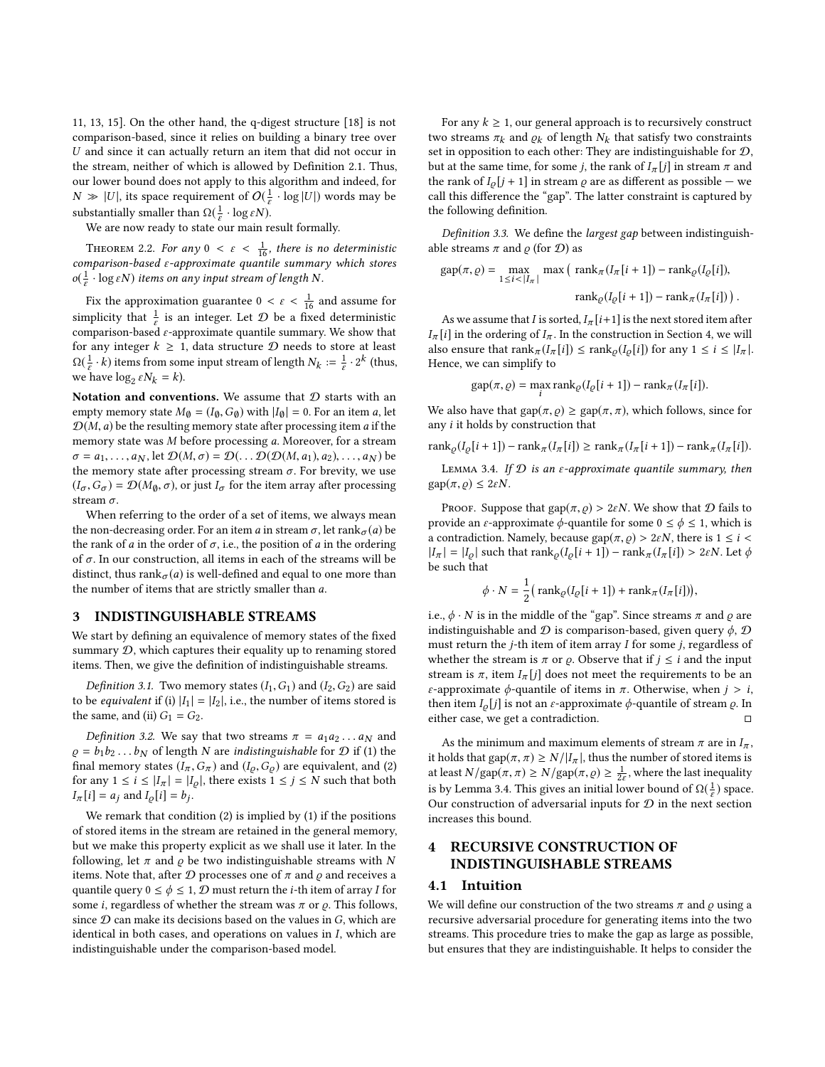11, 13, 15]. On the other hand, the q-digest structure [18] is not comparison-based, since it relies on building a binary tree over $U$ and since it can actually return an item that did not occur in the stream, neither of which is allowed by Definition 2.1. Thus, our lower bound does not apply to this algorithm and indeed, for $N \gg |U|$, its space requirement of $O(\frac{1}{\varepsilon} \cdot \log |U|)$ words may be substantially smaller than $\Omega(\frac{1}{\varepsilon} \cdot \log \varepsilon N)$.

We are now ready to state our main result formally.

Theorem 2.2. *For any $0 < \varepsilon < \frac{1}{16}$, there is no deterministic comparison-based $\varepsilon$-approximate quantile summary which stores $o(\frac{1}{\varepsilon} \cdot \log \varepsilon N)$ items on any input stream of length $N$.*

Fix the approximation guarantee $0 < \varepsilon < \frac{1}{16}$ and assume for simplicity that $\frac{1}{\varepsilon}$ is an integer. Let $\mathcal{D}$ be a fixed deterministic comparison-based $\varepsilon$-approximate quantile summary. We show that for any integer $k \geq 1$, data structure $\mathcal{D}$ needs to store at least $\Omega(\frac{1}{\varepsilon} \cdot k)$ items from some input stream of length $N_k := \frac{1}{\varepsilon} \cdot 2^k$ (thus, we have $\log_2 \varepsilon N_k = k$).

**Notation and conventions.** We assume that $\mathcal{D}$ starts with an empty memory state $M_\emptyset = (I_\emptyset, G_\emptyset)$ with $|I_\emptyset| = 0$. For an item $a$, let $\mathcal{D}(M, a)$ be the resulting memory state after processing item $a$ if the memory state was $M$ before processing $a$. Moreover, for a stream $\sigma = a_1, \ldots, a_N$, let $\mathcal{D}(M, \sigma) = \mathcal{D}(\ldots \mathcal{D}(\mathcal{D}(M, a_1), a_2), \ldots, a_N)$ be the memory state after processing stream $\sigma$. For brevity, we use $(I_\sigma, G_\sigma) = \mathcal{D}(M_\emptyset, \sigma)$, or just $I_\sigma$ for the item array after processing stream $\sigma$.

When referring to the order of a set of items, we always mean the non-decreasing order. For an item $a$ in stream $\sigma$, let $\text{rank}_\sigma(a)$ be the rank of $a$ in the order of $\sigma$, i.e., the position of $a$ in the ordering of $\sigma$. In our construction, all items in each of the streams will be distinct, thus $\text{rank}_\sigma(a)$ is well-defined and equal to one more than the number of items that are strictly smaller than $a$.

## 3 INDISTINGUISHABLE STREAMS

We start by defining an equivalence of memory states of the fixed summary $\mathcal{D}$, which captures their equality up to renaming stored items. Then, we give the definition of indistinguishable streams.

*Definition 3.1.* Two memory states $(I_1, G_1)$ and $(I_2, G_2)$ are said to be *equivalent* if (i) $|I_1| = |I_2|$, i.e., the number of items stored is the same, and (ii) $G_1 = G_2$.

*Definition 3.2.* We say that two streams $\pi = a_1 a_2 \ldots a_N$ and $\varrho = b_1 b_2 \ldots b_N$ of length $N$ are *indistinguishable* for $\mathcal{D}$ if (1) the final memory states $(I_\pi, G_\pi)$ and $(I_\varrho, G_\varrho)$ are equivalent, and (2) for any $1 \leq i \leq |I_\pi| = |I_\varrho|$, there exists $1 \leq j \leq N$ such that both $I_\pi[i] = a_j$ and $I_\varrho[i] = b_j$.

We remark that condition (2) is implied by (1) if the positions of stored items in the stream are retained in the general memory, but we make this property explicit as we shall use it later. In the following, let $\pi$ and $\varrho$ be two indistinguishable streams with $N$ items. Note that, after $\mathcal{D}$ processes one of $\pi$ and $\varrho$ and receives a quantile query $0 \leq \phi \leq 1$, $\mathcal{D}$ must return the $i$-th item of array $I$ for some $i$, regardless of whether the stream was $\pi$ or $\varrho$. This follows, since $\mathcal{D}$ can make its decisions based on the values in $G$, which are identical in both cases, and operations on values in $I$, which are indistinguishable under the comparison-based model.

For any $k \geq 1$, our general approach is to recursively construct two streams $\pi_k$ and $\varrho_k$ of length $N_k$ that satisfy two constraints set in opposition to each other: They are indistinguishable for $\mathcal{D}$, but at the same time, for some $j$, the rank of $I_\pi[j]$ in stream $\pi$ and the rank of $I_\varrho[j+1]$ in stream $\varrho$ are as different as possible — we call this difference the "gap". The latter constraint is captured by the following definition.

*Definition 3.3.* We define the *largest gap* between indistinguishable streams $\pi$ and $\varrho$ (for $\mathcal{D}$) as

$$\text{gap}(\pi, \varrho) = \max_{1 \leq i < |I_\pi|} \max\big(\text{rank}_\pi(I_\pi[i+1]) - \text{rank}_\varrho(I_\varrho[i]),$$
$$\text{rank}_\varrho(I_\varrho[i+1]) - \text{rank}_\pi(I_\pi[i])\big).$$

As we assume that $I$ is sorted, $I_\pi[i+1]$ is the next stored item after $I_\pi[i]$ in the ordering of $I_\pi$. In the construction in Section 4, we will also ensure that $\text{rank}_\pi(I_\pi[i]) \leq \text{rank}_\varrho(I_\varrho[i])$ for any $1 \leq i \leq |I_\pi|$. Hence, we can simplify to

$$\text{gap}(\pi, \varrho) = \max_i \text{rank}_\varrho(I_\varrho[i+1]) - \text{rank}_\pi(I_\pi[i]).$$

We also have that $\text{gap}(\pi, \varrho) \geq \text{gap}(\pi, \pi)$, which follows, since for any $i$ it holds by construction that

$$\text{rank}_\varrho(I_\varrho[i+1]) - \text{rank}_\pi(I_\pi[i]) \geq \text{rank}_\pi(I_\pi[i+1]) - \text{rank}_\pi(I_\pi[i]).$$

Lemma 3.4. *If $\mathcal{D}$ is an $\varepsilon$-approximate quantile summary, then $\text{gap}(\pi, \varrho) \leq 2\varepsilon N$.*

Proof. Suppose that $\text{gap}(\pi, \varrho) > 2\varepsilon N$. We show that $\mathcal{D}$ fails to provide an $\varepsilon$-approximate $\phi$-quantile for some $0 \leq \phi \leq 1$, which is a contradiction. Namely, because $\text{gap}(\pi, \varrho) > 2\varepsilon N$, there is $1 \leq i < |I_\pi| = |I_\varrho|$ such that $\text{rank}_\varrho(I_\varrho[i+1]) - \text{rank}_\pi(I_\pi[i]) > 2\varepsilon N$. Let $\phi$ be such that

$$\phi \cdot N = \frac{1}{2}\big(\text{rank}_\varrho(I_\varrho[i+1]) + \text{rank}_\pi(I_\pi[i])\big),$$

i.e., $\phi \cdot N$ is in the middle of the "gap". Since streams $\pi$ and $\varrho$ are indistinguishable and $\mathcal{D}$ is comparison-based, given query $\phi$, $\mathcal{D}$ must return the $j$-th item of item array $I$ for some $j$, regardless of whether the stream is $\pi$ or $\varrho$. Observe that if $j \leq i$ and the input stream is $\pi$, item $I_\pi[j]$ does not meet the requirements to be an $\varepsilon$-approximate $\phi$-quantile of items in $\pi$. Otherwise, when $j > i$, then item $I_\varrho[j]$ is not an $\varepsilon$-approximate $\phi$-quantile of stream $\varrho$. In either case, we get a contradiction. ◻

As the minimum and maximum elements of stream $\pi$ are in $I_\pi$, it holds that $\text{gap}(\pi, \pi) \geq N/|I_\pi|$, thus the number of stored items is at least $N/\text{gap}(\pi, \pi) \geq N/\text{gap}(\pi, \varrho) \geq \frac{1}{2\varepsilon}$, where the last inequality is by Lemma 3.4. This gives an initial lower bound of $\Omega(\frac{1}{\varepsilon})$ space. Our construction of adversarial inputs for $\mathcal{D}$ in the next section increases this bound.

## 4 RECURSIVE CONSTRUCTION OF INDISTINGUISHABLE STREAMS

### 4.1 Intuition

We will define our construction of the two streams $\pi$ and $\varrho$ using a recursive adversarial procedure for generating items into the two streams. This procedure tries to make the gap as large as possible, but ensures that they are indistinguishable. It helps to consider the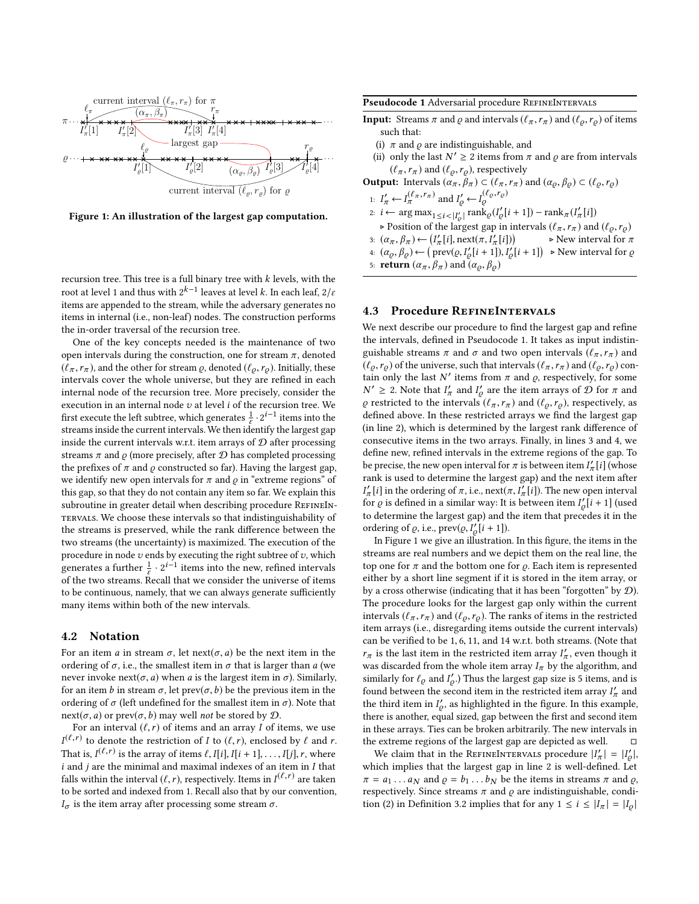Figure 1: An illustration of the largest gap computation.

recursion tree. This tree is a full binary tree with $k$ levels, with the root at level 1 and thus with $2^{k-1}$ leaves at level $k$. In each leaf, $2/\varepsilon$ items are appended to the stream, while the adversary generates no items in internal (i.e., non-leaf) nodes. The construction performs the in-order traversal of the recursion tree.

One of the key concepts needed is the maintenance of two open intervals during the construction, one for stream $\pi$, denoted $(\ell_\pi, r_\pi)$, and the other for stream $\varrho$, denoted $(\ell_\varrho, r_\varrho)$. Initially, these intervals cover the whole universe, but they are refined in each internal node of the recursion tree. More precisely, consider the execution in an internal node $v$ at level $i$ of the recursion tree. We first execute the left subtree, which generates $\frac{1}{\varepsilon} \cdot 2^{i-1}$ items into the streams inside the current intervals. We then identify the largest gap inside the current intervals w.r.t. item arrays of $\mathcal{D}$ after processing streams $\pi$ and $\varrho$ (more precisely, after $\mathcal{D}$ has completed processing the prefixes of $\pi$ and $\varrho$ constructed so far). Having the largest gap, we identify new open intervals for $\pi$ and $\varrho$ in "extreme regions" of this gap, so that they do not contain any item so far. We explain this subroutine in greater detail when describing procedure RefineIntervals. We choose these intervals so that indistinguishability of the streams is preserved, while the rank difference between the two streams (the uncertainty) is maximized. The execution of the procedure in node $v$ ends by executing the right subtree of $v$, which generates a further $\frac{1}{\varepsilon} \cdot 2^{i-1}$ items into the new, refined intervals of the two streams. Recall that we consider the universe of items to be continuous, namely, that we can always generate sufficiently many items within both of the new intervals.

## 4.2 Notation

For an item $a$ in stream $\sigma$, let $\text{next}(\sigma, a)$ be the next item in the ordering of $\sigma$, i.e., the smallest item in $\sigma$ that is larger than $a$ (we never invoke $\text{next}(\sigma, a)$ when $a$ is the largest item in $\sigma$). Similarly, for an item $b$ in stream $\sigma$, let $\text{prev}(\sigma, b)$ be the previous item in the ordering of $\sigma$ (left undefined for the smallest item in $\sigma$). Note that $\text{next}(\sigma, a)$ or $\text{prev}(\sigma, b)$ may well *not* be stored by $\mathcal{D}$.

For an interval $(\ell, r)$ of items and an array $I$ of items, we use $I^{(\ell,r)}$ to denote the restriction of $I$ to $(\ell, r)$, enclosed by $\ell$ and $r$. That is, $I^{(\ell,r)}$ is the array of items $\ell, I[i], I[i+1], \ldots, I[j], r$, where $i$ and $j$ are the minimal and maximal indexes of an item in $I$ that falls within the interval $(\ell, r)$, respectively. Items in $I^{(\ell,r)}$ are taken to be sorted and indexed from 1. Recall also that by our convention, $I_\sigma$ is the item array after processing some stream $\sigma$.

**Pseudocode 1** Adversarial procedure RefineIntervals

**Input:** Streams $\pi$ and $\varrho$ and intervals $(\ell_\pi, r_\pi)$ and $(\ell_\varrho, r_\varrho)$ of items such that:

(i) $\pi$ and $\varrho$ are indistinguishable, and
(ii) only the last $N' \geq 2$ items from $\pi$ and $\varrho$ are from intervals $(\ell_\pi, r_\pi)$ and $(\ell_\varrho, r_\varrho)$, respectively

**Output:** Intervals $(\alpha_\pi, \beta_\pi) \subset (\ell_\pi, r_\pi)$ and $(\alpha_\varrho, \beta_\varrho) \subset (\ell_\varrho, r_\varrho)$

1: $I'_\pi \leftarrow I_\pi^{(\ell_\pi, r_\pi)}$ and $I'_\varrho \leftarrow I_\varrho^{(\ell_\varrho, r_\varrho)}$
2: $i \leftarrow \arg\max_{1 \leq i < |I'_\varrho|} \text{rank}_\varrho(I'_\varrho[i+1]) - \text{rank}_\pi(I'_\pi[i])$
  ▷ Position of the largest gap in intervals $(\ell_\pi, r_\pi)$ and $(\ell_\varrho, r_\varrho)$
3: $(\alpha_\pi, \beta_\pi) \leftarrow (I'_\pi[i], \text{next}(\pi, I'_\pi[i]))$ ▷ New interval for $\pi$
4: $(\alpha_\varrho, \beta_\varrho) \leftarrow (\text{prev}(\varrho, I'_\varrho[i+1]), I'_\varrho[i+1])$ ▷ New interval for $\varrho$
5: **return** $(\alpha_\pi, \beta_\pi)$ and $(\alpha_\varrho, \beta_\varrho)$

## 4.3 Procedure RefineIntervals

We next describe our procedure to find the largest gap and refine the intervals, defined in Pseudocode 1. It takes as input indistinguishable streams $\pi$ and $\sigma$ and two open intervals $(\ell_\pi, r_\pi)$ and $(\ell_\varrho, r_\varrho)$ of the universe, such that intervals $(\ell_\pi, r_\pi)$ and $(\ell_\varrho, r_\varrho)$ contain only the last $N'$ items from $\pi$ and $\varrho$, respectively, for some $N' \geq 2$. Note that $I'_\pi$ and $I'_\varrho$ are the item arrays of $\mathcal{D}$ for $\pi$ and $\varrho$ restricted to the intervals $(\ell_\pi, r_\pi)$ and $(\ell_\varrho, r_\varrho)$, respectively, as defined above. In these restricted arrays we find the largest gap (in line 2), which is determined by the largest rank difference of consecutive items in the two arrays. Finally, in lines 3 and 4, we define new, refined intervals in the extreme regions of the gap. To be precise, the new open interval for $\pi$ is between item $I'_\pi[i]$ (whose rank is used to determine the largest gap) and the next item after $I'_\pi[i]$ in the ordering of $\pi$, i.e., $\text{next}(\pi, I'_\pi[i])$. The new open interval for $\varrho$ is defined in a similar way: It is between item $I'_\varrho[i+1]$ (used to determine the largest gap) and the item that precedes it in the ordering of $\varrho$, i.e., $\text{prev}(\varrho, I'_\varrho[i+1])$.

In Figure 1 we give an illustration. In this figure, the items in the streams are real numbers and we depict them on the real line, the top one for $\pi$ and the bottom one for $\varrho$. Each item is represented either by a short line segment if it is stored in the item array, or by a cross otherwise (indicating that it has been "forgotten" by $\mathcal{D}$). The procedure looks for the largest gap only within the current intervals $(\ell_\pi, r_\pi)$ and $(\ell_\varrho, r_\varrho)$. The ranks of items in the restricted item arrays (i.e., disregarding items outside the current intervals) can be verified to be 1, 6, 11, and 14 w.r.t. both streams. (Note that $r_\pi$ is the last item in the restricted item array $I'_\pi$, even though it was discarded from the whole item array $I_\pi$ by the algorithm, and similarly for $\ell_\varrho$ and $I'_\varrho$.) Thus the largest gap size is 5 items, and is found between the second item in the restricted item array $I'_\pi$ and the third item in $I'_\varrho$, as highlighted in the figure. In this example, there is another, equal sized, gap between the first and second item in these arrays. Ties can be broken arbitrarily. The new intervals in the extreme regions of the largest gap are depicted as well. □

We claim that in the RefineIntervals procedure $|I'_\pi| = |I'_\varrho|$, which implies that the largest gap in line 2 is well-defined. Let $\pi = a_1 \ldots a_N$ and $\varrho = b_1 \ldots b_N$ be the items in streams $\pi$ and $\varrho$, respectively. Since streams $\pi$ and $\varrho$ are indistinguishable, condition (2) in Definition 3.2 implies that for any $1 \leq i \leq |I_\pi| = |I_\varrho|$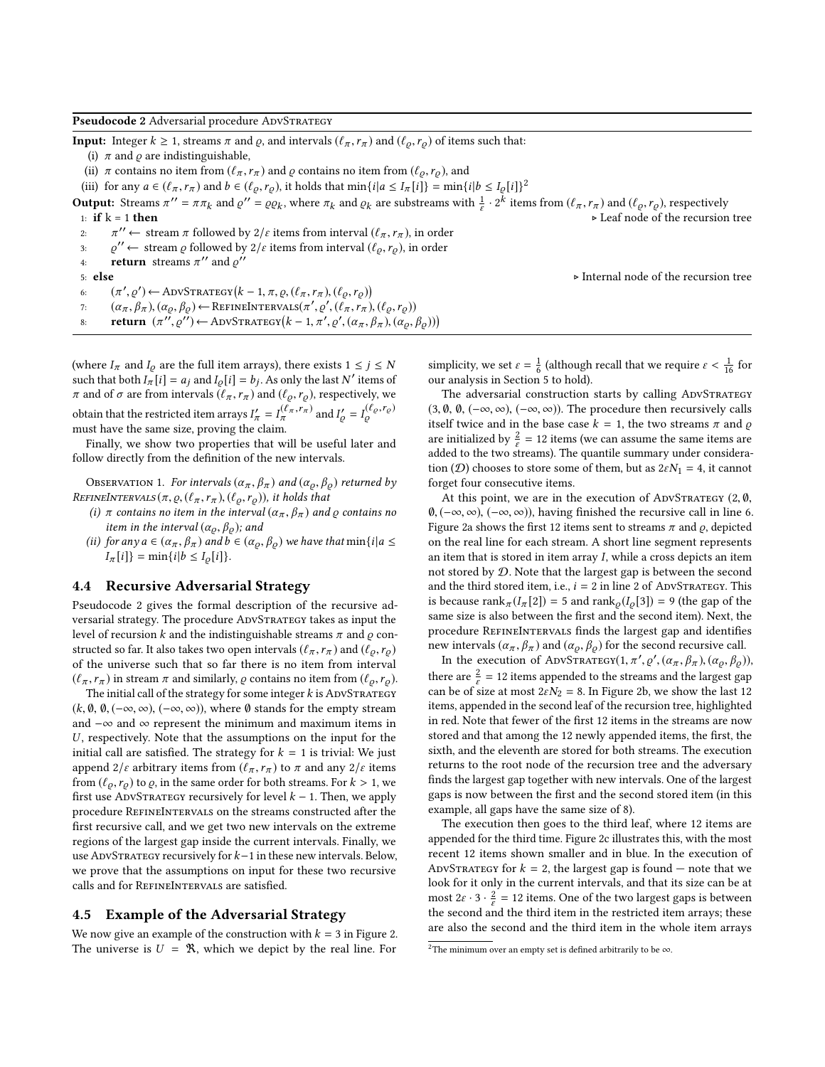**Pseudocode 2** Adversarial procedure AdvStrategy

**Input:** Integer $k \geq 1$, streams $\pi$ and $\varrho$, and intervals $(\ell_\pi, r_\pi)$ and $(\ell_\varrho, r_\varrho)$ of items such that:

(i) $\pi$ and $\varrho$ are indistinguishable,

(ii) $\pi$ contains no item from $(\ell_\pi, r_\pi)$ and $\varrho$ contains no item from $(\ell_\varrho, r_\varrho)$, and

(iii) for any $a \in (\ell_\pi, r_\pi)$ and $b \in (\ell_\varrho, r_\varrho)$, it holds that $\min\{i | a \leq I_\pi[i]\} = \min\{i | b \leq I_\varrho[i]\}$[2]

**Output:** Streams $\pi'' = \pi\pi_k$ and $\varrho'' = \varrho\varrho_k$, where $\pi_k$ and $\varrho_k$ are substreams with $\frac{1}{\varepsilon} \cdot 2^k$ items from $(\ell_\pi, r_\pi)$ and $(\ell_\varrho, r_\varrho)$, respectively

```
1: if k = 1 then                                          ▷ Leaf node of the recursion tree
2:     π'' ← stream π followed by 2/ε items from interval (ℓ_π, r_π), in order
3:     ϱ'' ← stream ϱ followed by 2/ε items from interval (ℓ_ϱ, r_ϱ), in order
4:     return streams π'' and ϱ''
5: else                                                   ▷ Internal node of the recursion tree
6:     (π', ϱ') ← AdvStrategy(k − 1, π, ϱ, (ℓ_π, r_π), (ℓ_ϱ, r_ϱ))
7:     (α_π, β_π), (α_ϱ, β_ϱ) ← RefineIntervals(π', ϱ', (ℓ_π, r_π), (ℓ_ϱ, r_ϱ))
8:     return (π'', ϱ'') ← AdvStrategy(k − 1, π', ϱ', (α_π, β_π), (α_ϱ, β_ϱ))
```

(where $I_\pi$ and $I_\varrho$ are the full item arrays), there exists $1 \leq j \leq N$ such that both $I_\pi[i] = a_j$ and $I_\varrho[i] = b_j$. As only the last $N'$ items of $\pi$ and of $\sigma$ are from intervals $(\ell_\pi, r_\pi)$ and $(\ell_\varrho, r_\varrho)$, respectively, we obtain that the restricted item arrays $I'_\pi = I_\pi^{(\ell_\pi, r_\pi)}$ and $I'_\varrho = I_\varrho^{(\ell_\varrho, r_\varrho)}$ must have the same size, proving the claim.

Finally, we show two properties that will be useful later and follow directly from the definition of the new intervals.

Observation 1. *For intervals $(\alpha_\pi, \beta_\pi)$ and $(\alpha_\varrho, \beta_\varrho)$ returned by RefineIntervals$(\pi, \varrho, (\ell_\pi, r_\pi), (\ell_\varrho, r_\varrho))$, it holds that*

*(i) $\pi$ contains no item in the interval $(\alpha_\pi, \beta_\pi)$ and $\varrho$ contains no item in the interval $(\alpha_\varrho, \beta_\varrho)$; and*

*(ii) for any $a \in (\alpha_\pi, \beta_\pi)$ and $b \in (\alpha_\varrho, \beta_\varrho)$ we have that $\min\{i | a \leq I_\pi[i]\} = \min\{i | b \leq I_\varrho[i]\}$.*

## 4.4 Recursive Adversarial Strategy

Pseudocode 2 gives the formal description of the recursive adversarial strategy. The procedure AdvStrategy takes as input the level of recursion $k$ and the indistinguishable streams $\pi$ and $\varrho$ constructed so far. It also takes two open intervals $(\ell_\pi, r_\pi)$ and $(\ell_\varrho, r_\varrho)$ of the universe such that so far there is no item from interval $(\ell_\pi, r_\pi)$ in stream $\pi$ and similarly, $\varrho$ contains no item from $(\ell_\varrho, r_\varrho)$.

The initial call of the strategy for some integer $k$ is AdvStrategy $(k, \emptyset, \emptyset, (-\infty, \infty), (-\infty, \infty))$, where $\emptyset$ stands for the empty stream and $-\infty$ and $\infty$ represent the minimum and maximum items in $U$, respectively. Note that the assumptions on the input for the initial call are satisfied. The strategy for $k = 1$ is trivial: We just append $2/\varepsilon$ arbitrary items from $(\ell_\pi, r_\pi)$ to $\pi$ and any $2/\varepsilon$ items from $(\ell_\varrho, r_\varrho)$ to $\varrho$, in the same order for both streams. For $k > 1$, we first use AdvStrategy recursively for level $k - 1$. Then, we apply procedure RefineIntervals on the streams constructed after the first recursive call, and we get two new intervals on the extreme regions of the largest gap inside the current intervals. Finally, we use AdvStrategy recursively for $k-1$ in these new intervals. Below, we prove that the assumptions on input for these two recursive calls and for RefineIntervals are satisfied.

## 4.5 Example of the Adversarial Strategy

We now give an example of the construction with $k = 3$ in Figure 2. The universe is $U = \Re$, which we depict by the real line. For simplicity, we set $\varepsilon = \frac{1}{6}$ (although recall that we require $\varepsilon < \frac{1}{16}$ for our analysis in Section 5 to hold).

The adversarial construction starts by calling AdvStrategy $(3, \emptyset, \emptyset, (-\infty, \infty), (-\infty, \infty))$. The procedure then recursively calls itself twice and in the base case $k = 1$, the two streams $\pi$ and $\varrho$ are initialized by $\frac{2}{\varepsilon} = 12$ items (we can assume the same items are added to the two streams). The quantile summary under consideration ($\mathcal{D}$) chooses to store some of them, but as $2\varepsilon N_1 = 4$, it cannot forget four consecutive items.

At this point, we are in the execution of AdvStrategy $(2, \emptyset, \emptyset, (-\infty, \infty), (-\infty, \infty))$, having finished the recursive call in line 6. Figure 2a shows the first 12 items sent to streams $\pi$ and $\varrho$, depicted on the real line for each stream. A short line segment represents an item that is stored in item array $I$, while a cross depicts an item not stored by $\mathcal{D}$. Note that the largest gap is between the second and the third stored item, i.e., $i = 2$ in line 2 of AdvStrategy. This is because $\text{rank}_\pi(I_\pi[2]) = 5$ and $\text{rank}_\varrho(I_\varrho[3]) = 9$ (the gap of the same size is also between the first and the second item). Next, the procedure RefineIntervals finds the largest gap and identifies new intervals $(\alpha_\pi, \beta_\pi)$ and $(\alpha_\varrho, \beta_\varrho)$ for the second recursive call.

In the execution of AdvStrategy$(1, \pi', \varrho', (\alpha_\pi, \beta_\pi), (\alpha_\varrho, \beta_\varrho))$, there are $\frac{2}{\varepsilon} = 12$ items appended to the streams and the largest gap can be of size at most $2\varepsilon N_2 = 8$. In Figure 2b, we show the last 12 items, appended in the second leaf of the recursion tree, highlighted in red. Note that fewer of the first 12 items in the streams are now stored and that among the 12 newly appended items, the first, the sixth, and the eleventh are stored for both streams. The execution returns to the root node of the recursion tree and the adversary finds the largest gap together with new intervals. One of the largest gaps is now between the first and the second stored item (in this example, all gaps have the same size of 8).

The execution then goes to the third leaf, where 12 items are appended for the third time. Figure 2c illustrates this, with the most recent 12 items shown smaller and in blue. In the execution of AdvStrategy for $k = 2$, the largest gap is found — note that we look for it only in the current intervals, and that its size can be at most $2\varepsilon \cdot 3 \cdot \frac{2}{\varepsilon} = 12$ items. One of the two largest gaps is between the second and the third item in the restricted item arrays; these are also the second and the third item in the whole item arrays

[2] The minimum over an empty set is defined arbitrarily to be $\infty$.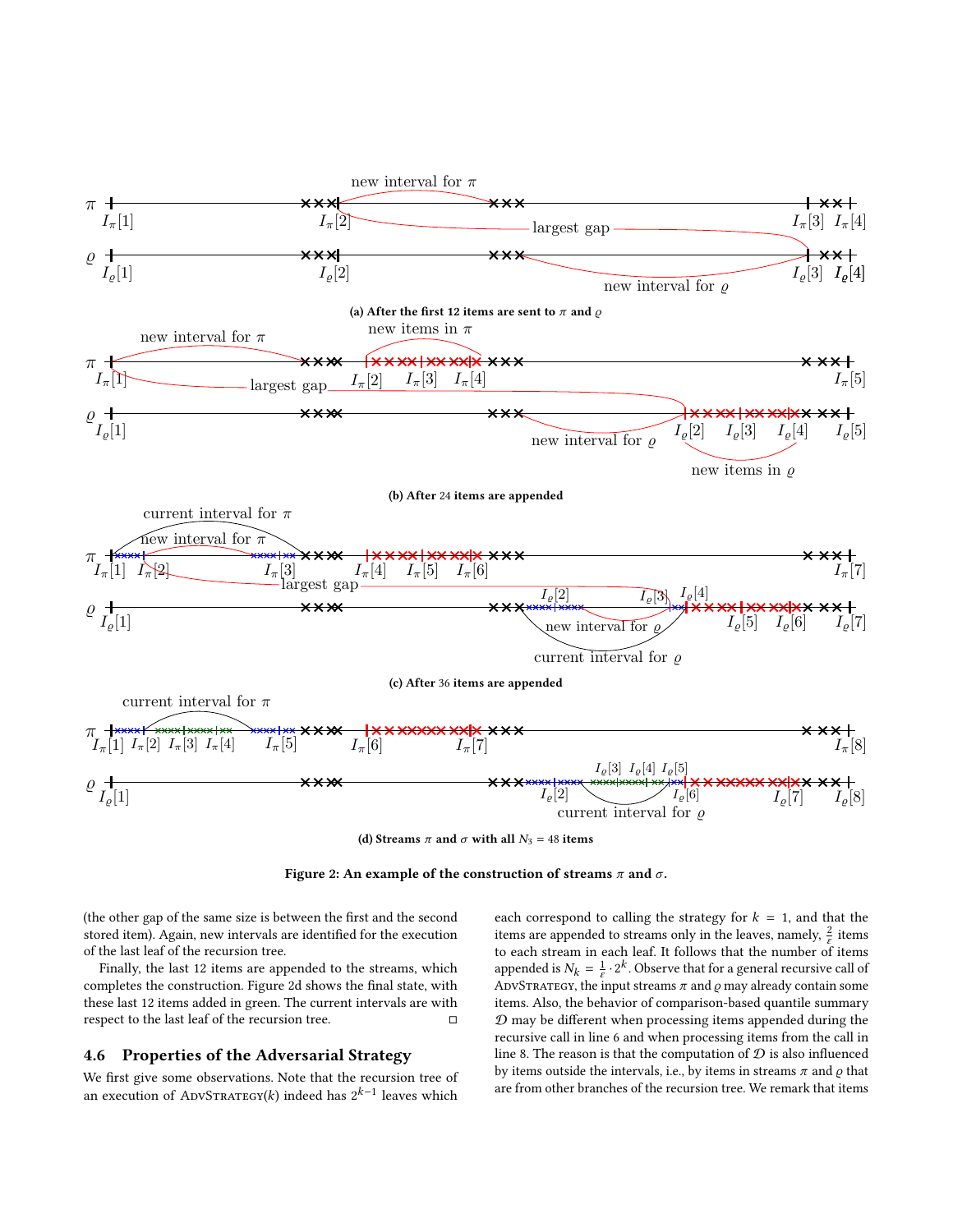(a) After the first 12 items are sent to $\pi$ and $\varrho$

(b) After 24 items are appended

(c) After 36 items are appended

(d) Streams $\pi$ and $\sigma$ with all $N_3 = 48$ items

**Figure 2: An example of the construction of streams $\pi$ and $\sigma$.**

(the other gap of the same size is between the first and the second stored item). Again, new intervals are identified for the execution of the last leaf of the recursion tree.

Finally, the last 12 items are appended to the streams, which completes the construction. Figure 2d shows the final state, with these last 12 items added in green. The current intervals are with respect to the last leaf of the recursion tree. □

## 4.6 Properties of the Adversarial Strategy

We first give some observations. Note that the recursion tree of an execution of AdvStrategy($k$) indeed has $2^{k-1}$ leaves which each correspond to calling the strategy for $k = 1$, and that the items are appended to streams only in the leaves, namely, $\frac{2}{\varepsilon}$ items to each stream in each leaf. It follows that the number of items appended is $N_k = \frac{1}{\varepsilon} \cdot 2^k$. Observe that for a general recursive call of AdvStrategy, the input streams $\pi$ and $\varrho$ may already contain some items. Also, the behavior of comparison-based quantile summary $\mathcal{D}$ may be different when processing items appended during the recursive call in line 6 and when processing items from the call in line 8. The reason is that the computation of $\mathcal{D}$ is also influenced by items outside the intervals, i.e., by items in streams $\pi$ and $\varrho$ that are from other branches of the recursion tree. We remark that items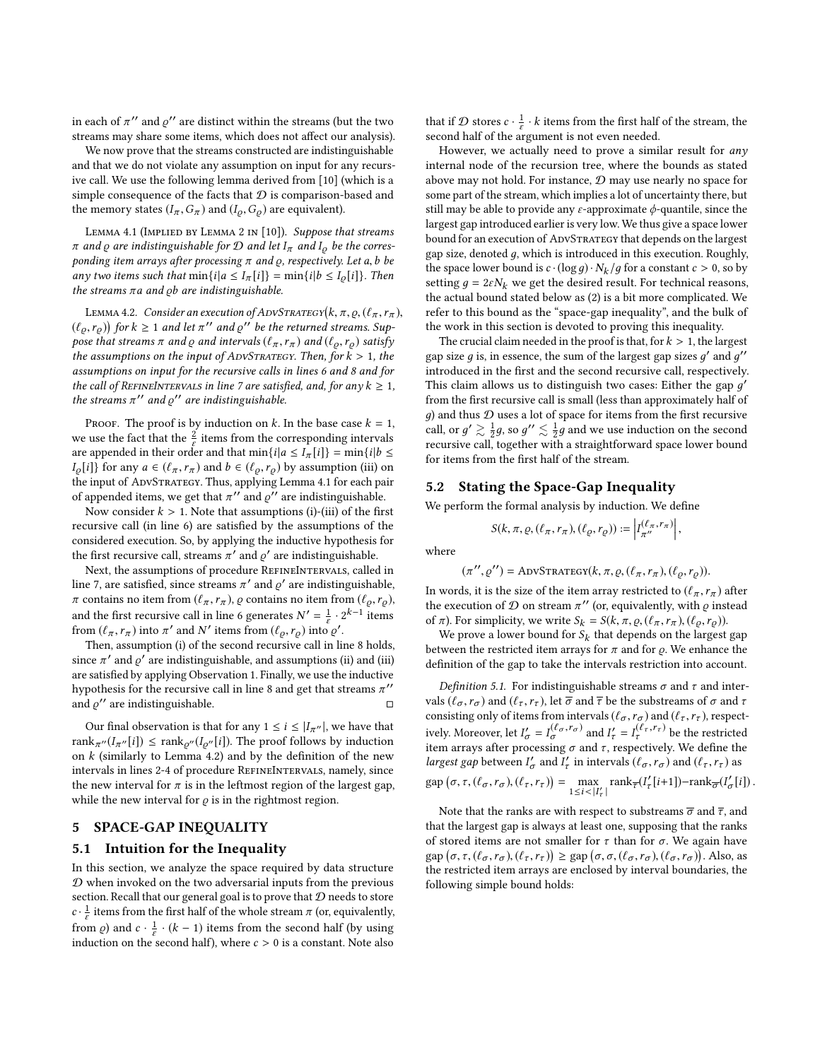in each of $\pi''$ and $\varrho''$ are distinct within the streams (but the two streams may share some items, which does not affect our analysis).

We now prove that the streams constructed are indistinguishable and that we do not violate any assumption on input for any recursive call. We use the following lemma derived from [10] (which is a simple consequence of the facts that $\mathcal{D}$ is comparison-based and the memory states $(I_\pi, G_\pi)$ and $(I_\varrho, G_\varrho)$ are equivalent).

Lemma 4.1 (Implied by Lemma 2 in [10]). *Suppose that streams $\pi$ and $\varrho$ are indistinguishable for $\mathcal{D}$ and let $I_\pi$ and $I_\varrho$ be the corresponding item arrays after processing $\pi$ and $\varrho$, respectively. Let $a, b$ be any two items such that $\min\{i | a \leq I_\pi[i]\} = \min\{i | b \leq I_\varrho[i]\}$. Then the streams $\pi a$ and $\varrho b$ are indistinguishable.*

Lemma 4.2. *Consider an execution of* AdvStrategy$\big(k, \pi, \varrho, (\ell_\pi, r_\pi), (\ell_\varrho, r_\varrho)\big)$ *for $k \geq 1$ and let $\pi''$ and $\varrho''$ be the returned streams. Suppose that streams $\pi$ and $\varrho$ and intervals $(\ell_\pi, r_\pi)$ and $(\ell_\varrho, r_\varrho)$ satisfy the assumptions on the input of* AdvStrategy. *Then, for $k > 1$, the assumptions on input for the recursive calls in lines 6 and 8 and for the call of* RefineIntervals *in line 7 are satisfied, and, for any $k \geq 1$, the streams $\pi''$ and $\varrho''$ are indistinguishable.*

Proof. The proof is by induction on $k$. In the base case $k = 1$, we use the fact that the $\frac{2}{\varepsilon}$ items from the corresponding intervals are appended in their order and that $\min\{i | a \leq I_\pi[i]\} = \min\{i | b \leq I_\varrho[i]\}$ for any $a \in (\ell_\pi, r_\pi)$ and $b \in (\ell_\varrho, r_\varrho)$ by assumption (iii) on the input of AdvStrategy. Thus, applying Lemma 4.1 for each pair of appended items, we get that $\pi''$ and $\varrho''$ are indistinguishable.

Now consider $k > 1$. Note that assumptions (i)-(iii) of the first recursive call (in line 6) are satisfied by the assumptions of the considered execution. So, by applying the inductive hypothesis for the first recursive call, streams $\pi'$ and $\varrho'$ are indistinguishable.

Next, the assumptions of procedure RefineIntervals, called in line 7, are satisfied, since streams $\pi'$ and $\varrho'$ are indistinguishable, $\pi$ contains no item from $(\ell_\pi, r_\pi)$, $\varrho$ contains no item from $(\ell_\varrho, r_\varrho)$, and the first recursive call in line 6 generates $N' = \frac{1}{\varepsilon} \cdot 2^{k-1}$ items from $(\ell_\pi, r_\pi)$ into $\pi'$ and $N'$ items from $(\ell_\varrho, r_\varrho)$ into $\varrho'$.

Then, assumption (i) of the second recursive call in line 8 holds, since $\pi'$ and $\varrho'$ are indistinguishable, and assumptions (ii) and (iii) are satisfied by applying Observation 1. Finally, we use the inductive hypothesis for the recursive call in line 8 and get that streams $\pi''$ and $\varrho''$ are indistinguishable. □

Our final observation is that for any $1 \leq i \leq |I_{\pi''}|$, we have that $\text{rank}_{\pi''}(I_{\pi''}[i]) \leq \text{rank}_{\varrho''}(I_{\varrho''}[i])$. The proof follows by induction on $k$ (similarly to Lemma 4.2) and by the definition of the new intervals in lines 2-4 of procedure RefineIntervals, namely, since the new interval for $\pi$ is in the leftmost region of the largest gap, while the new interval for $\varrho$ is in the rightmost region.

# 5 SPACE-GAP INEQUALITY

## 5.1 Intuition for the Inequality

In this section, we analyze the space required by data structure $\mathcal{D}$ when invoked on the two adversarial inputs from the previous section. Recall that our general goal is to prove that $\mathcal{D}$ needs to store $c \cdot \frac{1}{\varepsilon}$ items from the first half of the whole stream $\pi$ (or, equivalently, from $\varrho$) and $c \cdot \frac{1}{\varepsilon} \cdot (k-1)$ items from the second half (by using induction on the second half), where $c > 0$ is a constant. Note also that if $\mathcal{D}$ stores $c \cdot \frac{1}{\varepsilon} \cdot k$ items from the first half of the stream, the second half of the argument is not even needed.

However, we actually need to prove a similar result for *any* internal node of the recursion tree, where the bounds as stated above may not hold. For instance, $\mathcal{D}$ may use nearly no space for some part of the stream, which implies a lot of uncertainty there, but still may be able to provide any $\varepsilon$-approximate $\phi$-quantile, since the largest gap introduced earlier is very low. We thus give a space lower bound for an execution of AdvStrategy that depends on the largest gap size, denoted $g$, which is introduced in this execution. Roughly, the space lower bound is $c \cdot (\log g) \cdot N_k / g$ for a constant $c > 0$, so by setting $g = 2\varepsilon N_k$ we get the desired result. For technical reasons, the actual bound stated below as (2) is a bit more complicated. We refer to this bound as the "space-gap inequality", and the bulk of the work in this section is devoted to proving this inequality.

The crucial claim needed in the proof is that, for $k > 1$, the largest gap size $g$ is, in essence, the sum of the largest gap sizes $g'$ and $g''$ introduced in the first and the second recursive call, respectively. This claim allows us to distinguish two cases: Either the gap $g'$ from the first recursive call is small (less than approximately half of $g$) and thus $\mathcal{D}$ uses a lot of space for items from the first recursive call, or $g' \gtrsim \frac{1}{2}g$, so $g'' \lesssim \frac{1}{2}g$ and we use induction on the second recursive call, together with a straightforward space lower bound for items from the first half of the stream.

## 5.2 Stating the Space-Gap Inequality

We perform the formal analysis by induction. We define

$$S(k, \pi, \varrho, (\ell_\pi, r_\pi), (\ell_\varrho, r_\varrho)) := \left| I_{\pi''}^{(\ell_\pi, r_\pi)} \right|,$$

where

$$(\pi'', \varrho'') = \text{AdvStrategy}(k, \pi, \varrho, (\ell_\pi, r_\pi), (\ell_\varrho, r_\varrho)).$$

In words, it is the size of the item array restricted to $(\ell_\pi, r_\pi)$ after the execution of $\mathcal{D}$ on stream $\pi''$ (or, equivalently, with $\varrho$ instead of $\pi$). For simplicity, we write $S_k = S(k, \pi, \varrho, (\ell_\pi, r_\pi), (\ell_\varrho, r_\varrho))$.

We prove a lower bound for $S_k$ that depends on the largest gap between the restricted item arrays for $\pi$ and for $\varrho$. We enhance the definition of the gap to take the intervals restriction into account.

*Definition 5.1.* For indistinguishable streams $\sigma$ and $\tau$ and intervals $(\ell_\sigma, r_\sigma)$ and $(\ell_\tau, r_\tau)$, let $\overline{\sigma}$ and $\overline{\tau}$ be the substreams of $\sigma$ and $\tau$ consisting only of items from intervals $(\ell_\sigma, r_\sigma)$ and $(\ell_\tau, r_\tau)$, respectively. Moreover, let $I'_\sigma = I_\sigma^{(\ell_\sigma, r_\sigma)}$ and $I'_\tau = I_\tau^{(\ell_\tau, r_\tau)}$ be the restricted item arrays after processing $\sigma$ and $\tau$, respectively. We define the *largest gap* between $I'_\sigma$ and $I'_\tau$ in intervals $(\ell_\sigma, r_\sigma)$ and $(\ell_\tau, r_\tau)$ as

$$\text{gap}\left(\sigma, \tau, (\ell_\sigma, r_\sigma), (\ell_\tau, r_\tau)\right) = \max_{1 \leq i < |I'_\tau|} \text{rank}_{\overline{\tau}}(I'_\tau[i+1]) - \text{rank}_{\overline{\sigma}}(I'_\sigma[i]).$$

Note that the ranks are with respect to substreams $\overline{\sigma}$ and $\overline{\tau}$, and that the largest gap is always at least one, supposing that the ranks of stored items are not smaller for $\tau$ than for $\sigma$. We again have $\text{gap}\left(\sigma, \tau, (\ell_\sigma, r_\sigma), (\ell_\tau, r_\tau)\right) \geq \text{gap}\left(\sigma, \sigma, (\ell_\sigma, r_\sigma), (\ell_\sigma, r_\sigma)\right)$. Also, as the restricted item arrays are enclosed by interval boundaries, the following simple bound holds: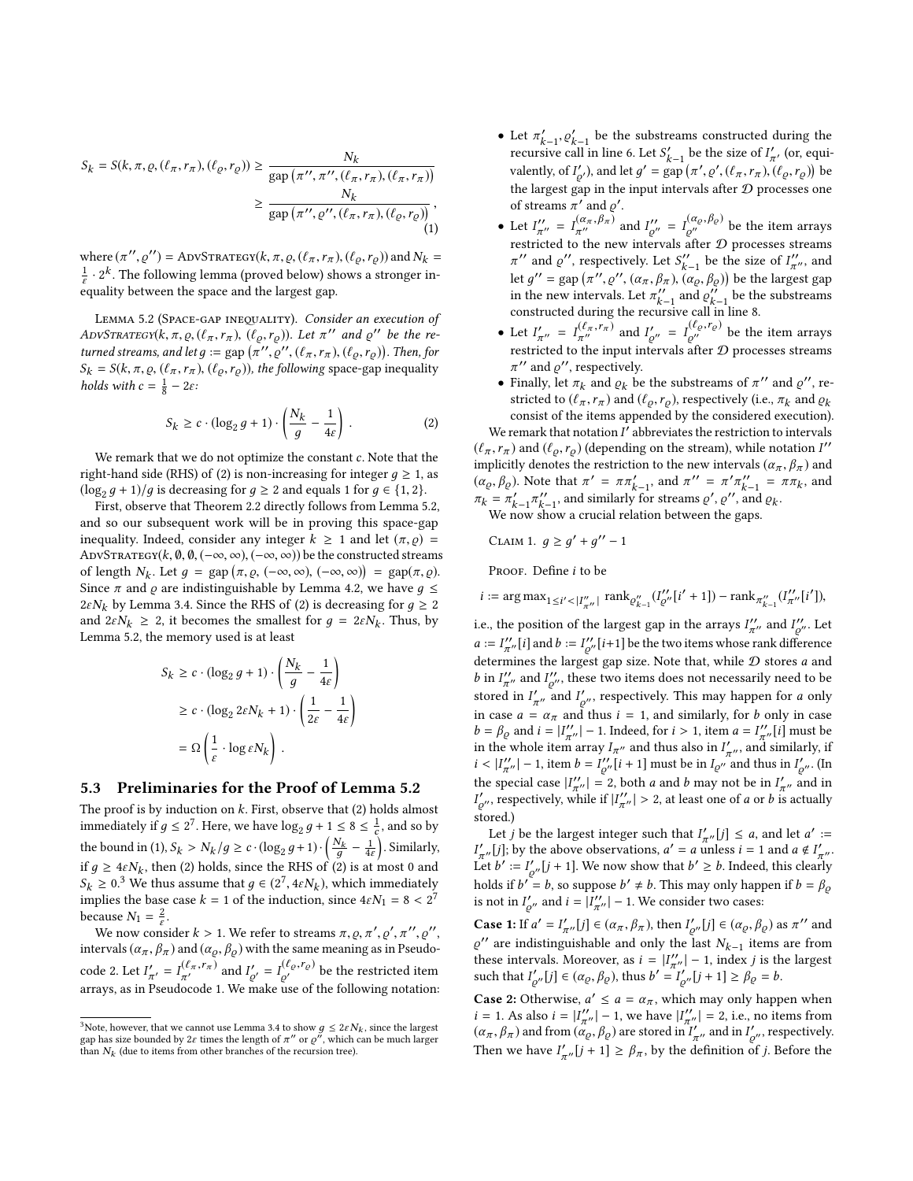$$S_k = S(k, \pi, \varrho, (\ell_\pi, r_\pi), (\ell_\varrho, r_\varrho)) \geq \frac{N_k}{\text{gap}(\pi'', \pi'', (\ell_\pi, r_\pi), (\ell_\pi, r_\pi))} \geq \frac{N_k}{\text{gap}(\pi'', \varrho'', (\ell_\pi, r_\pi), (\ell_\varrho, r_\varrho))}, \tag{1}$$

where $(\pi'', \varrho'') = \text{AdvStrategy}(k, \pi, \varrho, (\ell_\pi, r_\pi), (\ell_\varrho, r_\varrho))$ and $N_k = \frac{1}{\varepsilon} \cdot 2^k$. The following lemma (proved below) shows a stronger inequality between the space and the largest gap.

**Lemma 5.2 (Space-gap inequality).** *Consider an execution of* $\text{AdvStrategy}(k, \pi, \varrho, (\ell_\pi, r_\pi), (\ell_\varrho, r_\varrho))$. *Let* $\pi''$ *and* $\varrho''$ *be the returned streams, and let* $g := \text{gap}(\pi'', \varrho'', (\ell_\pi, r_\pi), (\ell_\varrho, r_\varrho))$. *Then, for* $S_k = S(k, \pi, \varrho, (\ell_\pi, r_\pi), (\ell_\varrho, r_\varrho))$, *the following* space-gap inequality *holds with* $c = \frac{1}{8} - 2\varepsilon$:

$$S_k \geq c \cdot (\log_2 g + 1) \cdot \left(\frac{N_k}{g} - \frac{1}{4\varepsilon}\right). \tag{2}$$

We remark that we do not optimize the constant $c$. Note that the right-hand side (RHS) of (2) is non-increasing for integer $g \geq 1$, as $(\log_2 g + 1)/g$ is decreasing for $g \geq 2$ and equals 1 for $g \in \{1, 2\}$.

First, observe that Theorem 2.2 directly follows from Lemma 5.2, and so our subsequent work will be in proving this space-gap inequality. Indeed, consider any integer $k \geq 1$ and let $(\pi, \varrho) = \text{AdvStrategy}(k, \emptyset, \emptyset, (-\infty, \infty), (-\infty, \infty))$ be the constructed streams of length $N_k$. Let $g = \text{gap}(\pi, \varrho, (-\infty, \infty), (-\infty, \infty)) = \text{gap}(\pi, \varrho)$. Since $\pi$ and $\varrho$ are indistinguishable by Lemma 4.2, we have $g \leq 2\varepsilon N_k$ by Lemma 3.4. Since the RHS of (2) is decreasing for $g \geq 2$ and $2\varepsilon N_k \geq 2$, it becomes the smallest for $g = 2\varepsilon N_k$. Thus, by Lemma 5.2, the memory used is at least

$$\begin{aligned} S_k &\geq c \cdot (\log_2 g + 1) \cdot \left(\frac{N_k}{g} - \frac{1}{4\varepsilon}\right) \\ &\geq c \cdot (\log_2 2\varepsilon N_k + 1) \cdot \left(\frac{1}{2\varepsilon} - \frac{1}{4\varepsilon}\right) \\ &= \Omega\left(\frac{1}{\varepsilon} \cdot \log \varepsilon N_k\right). \end{aligned}$$

## 5.3 Preliminaries for the Proof of Lemma 5.2

The proof is by induction on $k$. First, observe that (2) holds almost immediately if $g \leq 2^7$. Here, we have $\log_2 g + 1 \leq 8 \leq \frac{1}{c}$, and so by the bound in (1), $S_k > N_k/g \geq c \cdot (\log_2 g + 1) \cdot \left(\frac{N_k}{g} - \frac{1}{4\varepsilon}\right)$. Similarly, if $g \geq 4\varepsilon N_k$, then (2) holds, since the RHS of (2) is at most 0 and $S_k \geq 0$.[3] We thus assume that $g \in (2^7, 4\varepsilon N_k)$, which immediately implies the base case $k = 1$ of the induction, since $4\varepsilon N_1 = 8 < 2^7$ because $N_1 = \frac{2}{\varepsilon}$.

We now consider $k > 1$. We refer to streams $\pi, \varrho, \pi', \varrho', \pi'', \varrho''$, intervals $(\alpha_\pi, \beta_\pi)$ and $(\alpha_\varrho, \beta_\varrho)$ with the same meaning as in Pseudocode 2. Let $I'_{\pi'} = I^{(\ell_\pi, r_\pi)}_{\pi'}$ and $I'_{\varrho'} = I^{(\ell_\varrho, r_\varrho)}_{\varrho'}$ be the restricted item arrays, as in Pseudocode 1. We make use of the following notation:

[3] Note, however, that we cannot use Lemma 3.4 to show $g \leq 2\varepsilon N_k$, since the largest gap has size bounded by $2\varepsilon$ times the length of $\pi''$ or $\varrho''$, which can be much larger than $N_k$ (due to items from other branches of the recursion tree).

- Let $\pi'_{k-1}, \varrho'_{k-1}$ be the substreams constructed during the recursive call in line 6. Let $S'_{k-1}$ be the size of $I'_{\pi'}$ (or, equivalently, of $I'_{\varrho'}$), and let $g' = \text{gap}(\pi', \varrho', (\ell_\pi, r_\pi), (\ell_\varrho, r_\varrho))$ be the largest gap in the input intervals after $\mathcal{D}$ processes one of streams $\pi'$ and $\varrho'$.
- Let $I''_{\pi''} = I^{(\alpha_\pi, \beta_\pi)}_{\pi''}$ and $I''_{\varrho''} = I^{(\alpha_\varrho, \beta_\varrho)}_{\varrho''}$ be the item arrays restricted to the new intervals after $\mathcal{D}$ processes streams $\pi''$ and $\varrho''$, respectively. Let $S''_{k-1}$ be the size of $I''_{\pi''}$, and let $g'' = \text{gap}(\pi'', \varrho'', (\alpha_\pi, \beta_\pi), (\alpha_\varrho, \beta_\varrho))$ be the largest gap in the new intervals. Let $\pi''_{k-1}$ and $\varrho''_{k-1}$ be the substreams constructed during the recursive call in line 8.
- Let $I'_{\pi''} = I^{(\ell_\pi, r_\pi)}_{\pi''}$ and $I'_{\varrho''} = I^{(\ell_\varrho, r_\varrho)}_{\varrho''}$ be the item arrays restricted to the input intervals after $\mathcal{D}$ processes streams $\pi''$ and $\varrho''$, respectively.
- Finally, let $\pi_k$ and $\varrho_k$ be the substreams of $\pi''$ and $\varrho''$, restricted to $(\ell_\pi, r_\pi)$ and $(\ell_\varrho, r_\varrho)$, respectively (i.e., $\pi_k$ and $\varrho_k$ consist of the items appended by the considered execution).

We remark that notation $I'$ abbreviates the restriction to intervals $(\ell_\pi, r_\pi)$ and $(\ell_\varrho, r_\varrho)$ (depending on the stream), while notation $I''$ implicitly denotes the restriction to the new intervals $(\alpha_\pi, \beta_\pi)$ and $(\alpha_\varrho, \beta_\varrho)$. Note that $\pi' = \pi\pi'_{k-1}$, and $\pi'' = \pi'\pi''_{k-1} = \pi\pi_k$, and $\pi_k = \pi'_{k-1}\pi''_{k-1}$, and similarly for streams $\varrho', \varrho''$, and $\varrho_k$.

We now show a crucial relation between the gaps.

**Claim 1.** $g \geq g' + g'' - 1$

*Proof.* Define $i$ to be

$$i := \arg\max_{1 \leq i' < |I''_{\pi''}|} \text{rank}_{\varrho''_{k-1}}(I''_{\varrho''}[i' + 1]) - \text{rank}_{\pi''_{k-1}}(I''_{\pi''}[i']),$$

i.e., the position of the largest gap in the arrays $I''_{\pi''}$ and $I''_{\varrho''}$. Let $a := I''_{\pi''}[i]$ and $b := I''_{\varrho''}[i+1]$ be the two items whose rank difference determines the largest gap size. Note that, while $\mathcal{D}$ stores $a$ and $b$ in $I''_{\pi''}$ and $I''_{\varrho''}$, these two items does not necessarily need to be stored in $I'_{\pi''}$ and $I'_{\varrho''}$, respectively. This may happen for $a$ only in case $a = \alpha_\pi$ and thus $i = 1$, and similarly, for $b$ only in case $b = \beta_\varrho$ and $i = |I''_{\pi''}| - 1$. Indeed, for $i > 1$, item $a = I''_{\pi''}[i]$ must be in the whole item array $I_{\pi''}$ and thus also in $I'_{\pi''}$, and similarly, if $i < |I''_{\pi''}| - 1$, item $b = I''_{\varrho''}[i + 1]$ must be in $I_{\varrho''}$ and thus in $I'_{\varrho''}$. (In the special case $|I''_{\pi''}| = 2$, both $a$ and $b$ may not be in $I'_{\pi''}$ and in $I'_{\varrho''}$, respectively, while if $|I''_{\pi''}| > 2$, at least one of $a$ or $b$ is actually stored.)

Let $j$ be the largest integer such that $I'_{\pi''}[j] \leq a$, and let $a' := I'_{\pi''}[j]$; by the above observations, $a' = a$ unless $i = 1$ and $a \notin I'_{\pi''}$. Let $b' := I'_{\varrho''}[j + 1]$. We now show that $b' \geq b$. Indeed, this clearly holds if $b' = b$, so suppose $b' \neq b$. This may only happen if $b = \beta_\varrho$ is not in $I'_{\varrho''}$ and $i = |I''_{\pi''}| - 1$. We consider two cases:

**Case 1:** If $a' = I'_{\pi''}[j] \in (\alpha_\pi, \beta_\pi)$, then $I'_{\varrho''}[j] \in (\alpha_\varrho, \beta_\varrho)$ as $\pi''$ and $\varrho''$ are indistinguishable and only the last $N_{k-1}$ items are from these intervals. Moreover, as $i = |I''_{\pi''}| - 1$, index $j$ is the largest such that $I'_{\varrho''}[j] \in (\alpha_\varrho, \beta_\varrho)$, thus $b' = I'_{\varrho''}[j + 1] \geq \beta_\varrho = b$.

**Case 2:** Otherwise, $a' \leq a = \alpha_\pi$, which may only happen when $i = 1$. As also $i = |I''_{\pi''}| - 1$, we have $|I''_{\pi''}| = 2$, i.e., no items from $(\alpha_\pi, \beta_\pi)$ and from $(\alpha_\varrho, \beta_\varrho)$ are stored in $I'_{\pi''}$ and in $I'_{\varrho''}$, respectively. Then we have $I'_{\pi''}[j + 1] \geq \beta_\pi$, by the definition of $j$. Before the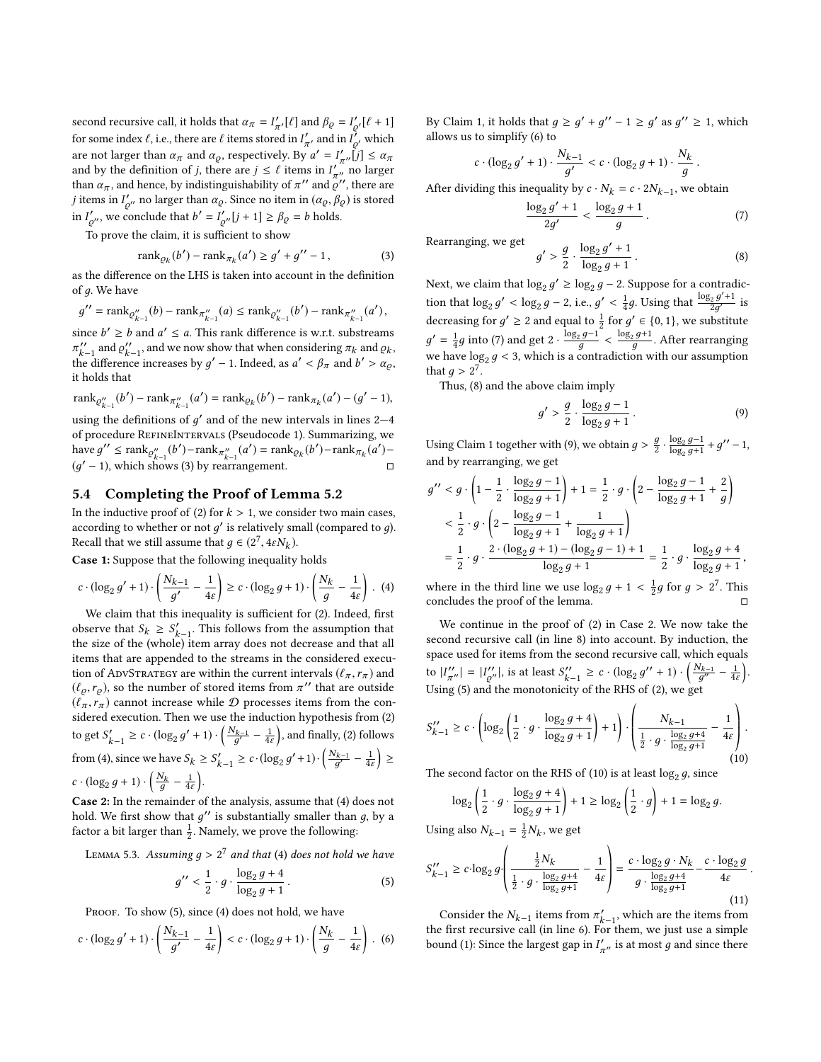second recursive call, it holds that $\alpha_\pi = I'_{\pi'}[\ell]$ and $\beta_\varrho = I'_{\varrho'}[\ell+1]$ for some index $\ell$, i.e., there are $\ell$ items stored in $I'_{\pi'}$ and in $I'_{\varrho'}$ which are not larger than $\alpha_\pi$ and $\alpha_\varrho$, respectively. By $a' = I'_{\pi''}[j] \le \alpha_\pi$ and by the definition of $j$, there are $j \le \ell$ items in $I'_{\pi''}$ no larger than $\alpha_\pi$, and hence, by indistinguishability of $\pi''$ and $\varrho''$, there are $j$ items in $I'_{\varrho''}$ no larger than $\alpha_\varrho$. Since no item in $(\alpha_\varrho, \beta_\varrho)$ is stored in $I'_{\varrho''}$, we conclude that $b' = I'_{\varrho''}[j+1] \ge \beta_\varrho = b$ holds.

To prove the claim, it is sufficient to show

$$\mathrm{rank}_{\varrho_k}(b') - \mathrm{rank}_{\pi_k}(a') \ge g' + g'' - 1\,, \tag{3}$$

as the difference on the LHS is taken into account in the definition of $g$. We have

$$g'' = \mathrm{rank}_{\varrho''_{k-1}}(b) - \mathrm{rank}_{\pi''_{k-1}}(a) \le \mathrm{rank}_{\varrho''_{k-1}}(b') - \mathrm{rank}_{\pi''_{k-1}}(a')\,,$$

since $b' \ge b$ and $a' \le a$. This rank difference is w.r.t. substreams $\pi''_{k-1}$ and $\varrho''_{k-1}$, and we now show that when considering $\pi_k$ and $\varrho_k$, the difference increases by $g'-1$. Indeed, as $a' < \beta_\pi$ and $b' > \alpha_\varrho$, it holds that

$$\mathrm{rank}_{\varrho''_{k-1}}(b') - \mathrm{rank}_{\pi''_{k-1}}(a') = \mathrm{rank}_{\varrho_k}(b') - \mathrm{rank}_{\pi_k}(a') - (g'-1),$$

using the definitions of $g'$ and of the new intervals in lines 2–4 of procedure RefineIntervals (Pseudocode 1). Summarizing, we have $g'' \le \mathrm{rank}_{\varrho''_{k-1}}(b') - \mathrm{rank}_{\pi''_{k-1}}(a') = \mathrm{rank}_{\varrho_k}(b') - \mathrm{rank}_{\pi_k}(a') - (g'-1)$, which shows (3) by rearrangement. □

## 5.4 Completing the Proof of Lemma 5.2

In the inductive proof of (2) for $k > 1$, we consider two main cases, according to whether or not $g'$ is relatively small (compared to $g$). Recall that we still assume that $g \in (2^7, 4\varepsilon N_k)$.

**Case 1:** Suppose that the following inequality holds

$$c \cdot (\log_2 g' + 1) \cdot \left(\frac{N_{k-1}}{g'} - \frac{1}{4\varepsilon}\right) \ge c \cdot (\log_2 g + 1) \cdot \left(\frac{N_k}{g} - \frac{1}{4\varepsilon}\right)\,. \tag{4}$$

We claim that this inequality is sufficient for (2). Indeed, first observe that $S_k \ge S'_{k-1}$. This follows from the assumption that the size of the (whole) item array does not decrease and that all items that are appended to the streams in the considered execution of AdvStrategy are within the current intervals $(\ell_\pi, r_\pi)$ and $(\ell_\varrho, r_\varrho)$, so the number of stored items from $\pi''$ that are outside $(\ell_\pi, r_\pi)$ cannot increase while $\mathcal{D}$ processes items from the considered execution. Then we use the induction hypothesis from (2) to get $S'_{k-1} \ge c \cdot (\log_2 g' + 1) \cdot \left(\frac{N_{k-1}}{g'} - \frac{1}{4\varepsilon}\right)$, and finally, (2) follows from (4), since we have $S_k \ge S'_{k-1} \ge c \cdot (\log_2 g' + 1) \cdot \left(\frac{N_{k-1}}{g'} - \frac{1}{4\varepsilon}\right) \ge c \cdot (\log_2 g + 1) \cdot \left(\frac{N_k}{g} - \frac{1}{4\varepsilon}\right)$.

**Case 2:** In the remainder of the analysis, assume that (4) does not hold. We first show that $g''$ is substantially smaller than $g$, by a factor a bit larger than $\frac{1}{2}$. Namely, we prove the following:

Lemma 5.3. *Assuming $g > 2^7$ and that (4) does not hold we have*

$$g'' < \frac{1}{2} \cdot g \cdot \frac{\log_2 g + 4}{\log_2 g + 1}\,. \tag{5}$$

Proof. To show (5), since (4) does not hold, we have

$$c \cdot (\log_2 g' + 1) \cdot \left(\frac{N_{k-1}}{g'} - \frac{1}{4\varepsilon}\right) < c \cdot (\log_2 g + 1) \cdot \left(\frac{N_k}{g} - \frac{1}{4\varepsilon}\right)\,. \tag{6}$$

By Claim 1, it holds that $g \ge g' + g'' - 1 \ge g'$ as $g'' \ge 1$, which allows us to simplify (6) to

$$c \cdot (\log_2 g' + 1) \cdot \frac{N_{k-1}}{g'} < c \cdot (\log_2 g + 1) \cdot \frac{N_k}{g}\,.$$

After dividing this inequality by $c \cdot N_k = c \cdot 2N_{k-1}$, we obtain

$$\frac{\log_2 g' + 1}{2g'} < \frac{\log_2 g + 1}{g}\,. \tag{7}$$

Rearranging, we get

$$g' > \frac{g}{2} \cdot \frac{\log_2 g' + 1}{\log_2 g + 1}\,. \tag{8}$$

Next, we claim that $\log_2 g' \ge \log_2 g - 2$. Suppose for a contradiction that $\log_2 g' < \log_2 g - 2$, i.e., $g' < \frac{1}{4}g$. Using that $\frac{\log_2 g' + 1}{2g'}$ is decreasing for $g' \ge 2$ and equal to $\frac{1}{2}$ for $g' \in \{0, 1\}$, we substitute $g' = \frac{1}{4}g$ into (7) and get $2 \cdot \frac{\log_2 g - 1}{g} < \frac{\log_2 g + 1}{g}$. After rearranging we have $\log_2 g < 3$, which is a contradiction with our assumption that $g > 2^7$.

Thus, (8) and the above claim imply

$$g' > \frac{g}{2} \cdot \frac{\log_2 g - 1}{\log_2 g + 1}\,. \tag{9}$$

Using Claim 1 together with (9), we obtain $g > \frac{g}{2} \cdot \frac{\log_2 g - 1}{\log_2 g + 1} + g'' - 1$, and by rearranging, we get

$$\begin{aligned}
g'' &< g \cdot \left(1 - \frac{1}{2} \cdot \frac{\log_2 g - 1}{\log_2 g + 1}\right) + 1 = \frac{1}{2} \cdot g \cdot \left(2 - \frac{\log_2 g - 1}{\log_2 g + 1} + \frac{2}{g}\right) \\
&< \frac{1}{2} \cdot g \cdot \left(2 - \frac{\log_2 g - 1}{\log_2 g + 1} + \frac{1}{\log_2 g + 1}\right) \\
&= \frac{1}{2} \cdot g \cdot \frac{2 \cdot (\log_2 g + 1) - (\log_2 g - 1) + 1}{\log_2 g + 1} = \frac{1}{2} \cdot g \cdot \frac{\log_2 g + 4}{\log_2 g + 1}\,,
\end{aligned}$$

where in the third line we use $\log_2 g + 1 < \frac{1}{2}g$ for $g > 2^7$. This concludes the proof of the lemma. □

We continue in the proof of (2) in Case 2. We now take the second recursive call (in line 8) into account. By induction, the space used for items from the second recursive call, which equals to $|I''_{\pi''}| = |I''_{\varrho''}|$, is at least $S''_{k-1} \ge c \cdot (\log_2 g'' + 1) \cdot \left(\frac{N_{k-1}}{g''} - \frac{1}{4\varepsilon}\right)$. Using (5) and the monotonicity of the RHS of (2), we get

$$S''_{k-1} \ge c \cdot \left(\log_2\left(\frac{1}{2} \cdot g \cdot \frac{\log_2 g + 4}{\log_2 g + 1}\right) + 1\right) \cdot \left(\frac{N_{k-1}}{\frac{1}{2} \cdot g \cdot \frac{\log_2 g + 4}{\log_2 g + 1}} - \frac{1}{4\varepsilon}\right)\,. \tag{10}$$

The second factor on the RHS of (10) is at least $\log_2 g$, since

$$\log_2\left(\frac{1}{2} \cdot g \cdot \frac{\log_2 g + 4}{\log_2 g + 1}\right) + 1 \ge \log_2\left(\frac{1}{2} \cdot g\right) + 1 = \log_2 g.$$

Using also $N_{k-1} = \frac{1}{2}N_k$, we get

$$S''_{k-1} \ge c \cdot \log_2 g \cdot \left(\frac{\frac{1}{2}N_k}{\frac{1}{2} \cdot g \cdot \frac{\log_2 g + 4}{\log_2 g + 1}} - \frac{1}{4\varepsilon}\right) = \frac{c \cdot \log_2 g \cdot N_k}{g \cdot \frac{\log_2 g + 4}{\log_2 g + 1}} - \frac{c \cdot \log_2 g}{4\varepsilon}\,. \tag{11}$$

Consider the $N_{k-1}$ items from $\pi'_{k-1}$, which are the items from the first recursive call (in line 6). For them, we just use a simple bound (1): Since the largest gap in $I'_{\pi''}$ is at most $g$ and since there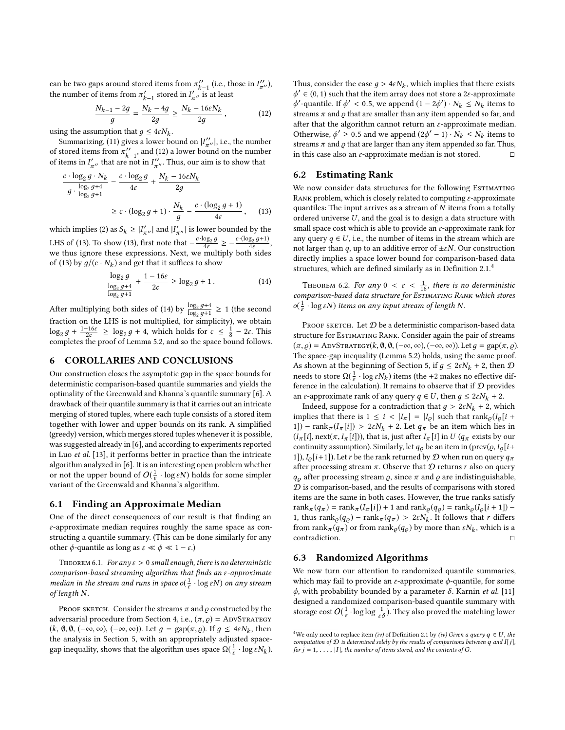can be two gaps around stored items from $\pi''_{k-1}$ (i.e., those in $I''_{\pi''}$), the number of items from $\pi'_{k-1}$ stored in $I'_{\pi''}$ is at least

$$\frac{N_{k-1} - 2g}{g} = \frac{N_k - 4g}{2g} \geq \frac{N_k - 16\varepsilon N_k}{2g}, \tag{12}$$

using the assumption that $g \leq 4\varepsilon N_k$.

Summarizing, (11) gives a lower bound on $|I''_{\pi''}|$, i.e., the number of stored items from $\pi''_{k-1}$, and (12) a lower bound on the number of items in $I'_{\pi''}$ that are not in $I''_{\pi''}$. Thus, our aim is to show that

$$\frac{c \cdot \log_2 g \cdot N_k}{g \cdot \frac{\log_2 g + 4}{\log_2 g + 1}} - \frac{c \cdot \log_2 g}{4\varepsilon} + \frac{N_k - 16\varepsilon N_k}{2g} \geq c \cdot (\log_2 g + 1) \cdot \frac{N_k}{g} - \frac{c \cdot (\log_2 g + 1)}{4\varepsilon}, \tag{13}$$

which implies (2) as $S_k \geq |I'_{\pi''}|$ and $|I'_{\pi''}|$ is lower bounded by the LHS of (13). To show (13), first note that $-\frac{c \cdot \log_2 g}{4\varepsilon} \geq -\frac{c \cdot (\log_2 g + 1)}{4\varepsilon}$, we thus ignore these expressions. Next, we multiply both sides of (13) by $g/(c \cdot N_k)$ and get that it suffices to show

$$\frac{\log_2 g}{\frac{\log_2 g + 4}{\log_2 g + 1}} + \frac{1 - 16\varepsilon}{2c} \geq \log_2 g + 1. \tag{14}$$

After multiplying both sides of (14) by $\frac{\log_2 g + 4}{\log_2 g + 1} \geq 1$ (the second fraction on the LHS is not multiplied, for simplicity), we obtain $\log_2 g + \frac{1-16\varepsilon}{2c} \geq \log_2 g + 4$, which holds for $c \leq \frac{1}{8} - 2\varepsilon$. This completes the proof of Lemma 5.2, and so the space bound follows.

## 6 COROLLARIES AND CONCLUSIONS

Our construction closes the asymptotic gap in the space bounds for deterministic comparison-based quantile summaries and yields the optimality of the Greenwald and Khanna's quantile summary [6]. A drawback of their quantile summary is that it carries out an intricate merging of stored tuples, where each tuple consists of a stored item together with lower and upper bounds on its rank. A simplified (greedy) version, which merges stored tuples whenever it is possible, was suggested already in [6], and according to experiments reported in Luo *et al.* [13], it performs better in practice than the intricate algorithm analyzed in [6]. It is an interesting open problem whether or not the upper bound of $O(\frac{1}{\varepsilon} \cdot \log \varepsilon N)$ holds for some simpler variant of the Greenwald and Khanna's algorithm.

### 6.1 Finding an Approximate Median

One of the direct consequences of our result is that finding an $\varepsilon$-approximate median requires roughly the same space as constructing a quantile summary. (This can be done similarly for any other $\phi$-quantile as long as $\varepsilon \ll \phi \ll 1 - \varepsilon$.)

Theorem 6.1. *For any $\varepsilon > 0$ small enough, there is no deterministic comparison-based streaming algorithm that finds an $\varepsilon$-approximate median in the stream and runs in space $o(\frac{1}{\varepsilon} \cdot \log \varepsilon N)$ on any stream of length $N$.*

Proof sketch. Consider the streams $\pi$ and $\varrho$ constructed by the adversarial procedure from Section 4, i.e., $(\pi, \varrho) = \text{AdvStrategy}(k, \emptyset, \emptyset, (-\infty, \infty), (-\infty, \infty))$. Let $g = \text{gap}(\pi, \varrho)$. If $g \leq 4\varepsilon N_k$, then the analysis in Section 5, with an appropriately adjusted space-gap inequality, shows that the algorithm uses space $\Omega(\frac{1}{\varepsilon} \cdot \log \varepsilon N_k)$.

Thus, consider the case $g > 4\varepsilon N_k$, which implies that there exists $\phi' \in (0, 1)$ such that the item array does not store a $2\varepsilon$-approximate $\phi'$-quantile. If $\phi' < 0.5$, we append $(1 - 2\phi') \cdot N_k \leq N_k$ items to streams $\pi$ and $\varrho$ that are smaller than any item appended so far, and after that the algorithm cannot return an $\varepsilon$-approximate median. Otherwise, $\phi' \geq 0.5$ and we append $(2\phi' - 1) \cdot N_k \leq N_k$ items to streams $\pi$ and $\varrho$ that are larger than any item appended so far. Thus, in this case also an $\varepsilon$-approximate median is not stored. □

### 6.2 Estimating Rank

We now consider data structures for the following Estimating Rank problem, which is closely related to computing $\varepsilon$-approximate quantiles: The input arrives as a stream of $N$ items from a totally ordered universe $U$, and the goal is to design a data structure with small space cost which is able to provide an $\varepsilon$-approximate rank for any query $q \in U$, i.e., the number of items in the stream which are not larger than $q$, up to an additive error of $\pm\varepsilon N$. Our construction directly implies a space lower bound for comparison-based data structures, which are defined similarly as in Definition 2.1.[4]

Theorem 6.2. *For any $0 < \varepsilon < \frac{1}{16}$, there is no deterministic comparison-based data structure for Estimating Rank which stores $o(\frac{1}{\varepsilon} \cdot \log \varepsilon N)$ items on any input stream of length $N$.*

Proof sketch. Let $\mathcal{D}$ be a deterministic comparison-based data structure for Estimating Rank. Consider again the pair of streams $(\pi, \varrho) = \text{AdvStrategy}(k, \emptyset, \emptyset, (-\infty, \infty), (-\infty, \infty))$. Let $g = \text{gap}(\pi, \varrho)$. The space-gap inequality (Lemma 5.2) holds, using the same proof. As shown at the beginning of Section 5, if $g \leq 2\varepsilon N_k + 2$, then $\mathcal{D}$ needs to store $\Omega(\frac{1}{\varepsilon} \cdot \log \varepsilon N_k)$ items (the $+2$ makes no effective difference in the calculation). It remains to observe that if $\mathcal{D}$ provides an $\varepsilon$-approximate rank of any query $q \in U$, then $g \leq 2\varepsilon N_k + 2$.

Indeed, suppose for a contradiction that $g > 2\varepsilon N_k + 2$, which implies that there is $1 \leq i < |I_\pi| = |I_\varrho|$ such that $\text{rank}_\varrho(I_\varrho[i+1]) - \text{rank}_\pi(I_\pi[i]) > 2\varepsilon N_k + 2$. Let $q_\pi$ be an item which lies in $(I_\pi[i], \text{next}(\pi, I_\pi[i]))$, that is, just after $I_\pi[i]$ in $U$ ($q_\pi$ exists by our continuity assumption). Similarly, let $q_\varrho$ be an item in $(\text{prev}(\varrho, I_\varrho[i+1]), I_\varrho[i+1])$. Let $r$ be the rank returned by $\mathcal{D}$ when run on query $q_\pi$ after processing stream $\pi$. Observe that $\mathcal{D}$ returns $r$ also on query $q_\varrho$ after processing stream $\varrho$, since $\pi$ and $\varrho$ are indistinguishable, $\mathcal{D}$ is comparison-based, and the results of comparisons with stored items are the same in both cases. However, the true ranks satisfy $\text{rank}_\pi(q_\pi) = \text{rank}_\pi(I_\pi[i]) + 1$ and $\text{rank}_\varrho(q_\varrho) = \text{rank}_\varrho(I_\varrho[i+1]) - 1$, thus $\text{rank}_\varrho(q_\varrho) - \text{rank}_\pi(q_\pi) > 2\varepsilon N_k$. It follows that $r$ differs from $\text{rank}_\pi(q_\pi)$ or from $\text{rank}_\varrho(q_\varrho)$ by more than $\varepsilon N_k$, which is a contradiction. □

### 6.3 Randomized Algorithms

We now turn our attention to randomized quantile summaries, which may fail to provide an $\varepsilon$-approximate $\phi$-quantile, for some $\phi$, with probability bounded by a parameter $\delta$. Karnin *et al.* [11] designed a randomized comparison-based quantile summary with storage cost $O(\frac{1}{\varepsilon} \cdot \log \log \frac{1}{\varepsilon\delta})$. They also proved the matching lower

[4] We only need to replace item *(iv)* of Definition 2.1 by *(iv) Given a query $q \in U$, the computation of $\mathcal{D}$ is determined solely by the results of comparisons between $q$ and $I[j]$, for $j = 1, \ldots, |I|$, the number of items stored, and the contents of $G$.*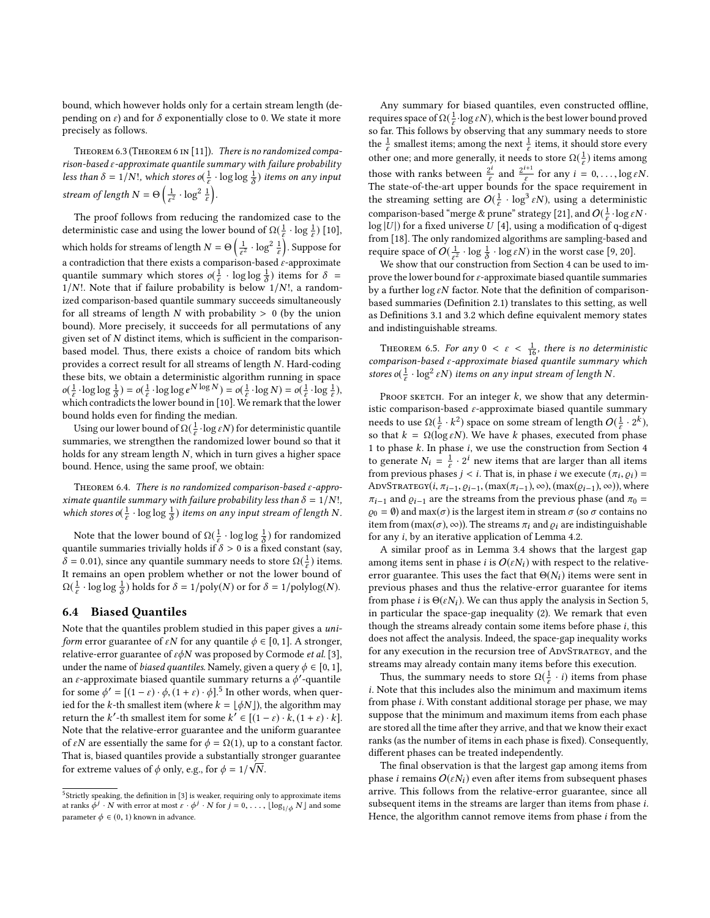bound, which however holds only for a certain stream length (depending on $\varepsilon$) and for $\delta$ exponentially close to 0. We state it more precisely as follows.

Theorem 6.3 (Theorem 6 in [11]). *There is no randomized comparison-based $\varepsilon$-approximate quantile summary with failure probability less than $\delta = 1/N!$, which stores $o(\frac{1}{\varepsilon} \cdot \log\log\frac{1}{\delta})$ items on any input stream of length $N = \Theta\left(\frac{1}{\varepsilon^2} \cdot \log^2 \frac{1}{\varepsilon}\right)$.*

The proof follows from reducing the randomized case to the deterministic case and using the lower bound of $\Omega(\frac{1}{\varepsilon} \cdot \log \frac{1}{\varepsilon})$ [10], which holds for streams of length $N = \Theta\left(\frac{1}{\varepsilon^2} \cdot \log^2 \frac{1}{\varepsilon}\right)$. Suppose for a contradiction that there exists a comparison-based $\varepsilon$-approximate quantile summary which stores $o(\frac{1}{\varepsilon} \cdot \log\log\frac{1}{\delta})$ items for $\delta = 1/N!$. Note that if failure probability is below $1/N!$, a randomized comparison-based quantile summary succeeds simultaneously for all streams of length $N$ with probability $> 0$ (by the union bound). More precisely, it succeeds for all permutations of any given set of $N$ distinct items, which is sufficient in the comparison-based model. Thus, there exists a choice of random bits which provides a correct result for all streams of length $N$. Hard-coding these bits, we obtain a deterministic algorithm running in space $o(\frac{1}{\varepsilon} \cdot \log\log\frac{1}{\delta}) = o(\frac{1}{\varepsilon} \cdot \log\log e^{N\log N}) = o(\frac{1}{\varepsilon} \cdot \log N) = o(\frac{1}{\varepsilon} \cdot \log\frac{1}{\varepsilon})$, which contradicts the lower bound in [10]. We remark that the lower bound holds even for finding the median.

Using our lower bound of $\Omega(\frac{1}{\varepsilon} \cdot \log \varepsilon N)$ for deterministic quantile summaries, we strengthen the randomized lower bound so that it holds for any stream length $N$, which in turn gives a higher space bound. Hence, using the same proof, we obtain:

Theorem 6.4. *There is no randomized comparison-based $\varepsilon$-approximate quantile summary with failure probability less than $\delta = 1/N!$, which stores $o(\frac{1}{\varepsilon} \cdot \log\log\frac{1}{\delta})$ items on any input stream of length $N$.*

Note that the lower bound of $\Omega(\frac{1}{\varepsilon} \cdot \log\log\frac{1}{\delta})$ for randomized quantile summaries trivially holds if $\delta > 0$ is a fixed constant (say, $\delta = 0.01$), since any quantile summary needs to store $\Omega(\frac{1}{\varepsilon})$ items. It remains an open problem whether or not the lower bound of $\Omega(\frac{1}{\varepsilon} \cdot \log\log\frac{1}{\delta})$ holds for $\delta = 1/\text{poly}(N)$ or for $\delta = 1/\text{polylog}(N)$.

## 6.4 Biased Quantiles

Note that the quantiles problem studied in this paper gives a *uniform* error guarantee of $\varepsilon N$ for any quantile $\phi \in [0, 1]$. A stronger, relative-error guarantee of $\varepsilon\phi N$ was proposed by Cormode *et al.* [3], under the name of *biased quantiles*. Namely, given a query $\phi \in [0, 1]$, an $\varepsilon$-approximate biased quantile summary returns a $\phi'$-quantile for some $\phi' = [(1 - \varepsilon) \cdot \phi, (1 + \varepsilon) \cdot \phi]$.[5] In other words, when queried for the $k$-th smallest item (where $k = \lfloor \phi N \rfloor$), the algorithm may return the $k'$-th smallest item for some $k' \in [(1 - \varepsilon) \cdot k, (1 + \varepsilon) \cdot k]$. Note that the relative-error guarantee and the uniform guarantee of $\varepsilon N$ are essentially the same for $\phi = \Omega(1)$, up to a constant factor. That is, biased quantiles provide a substantially stronger guarantee for extreme values of $\phi$ only, e.g., for $\phi = 1/\sqrt{N}$.

[5] Strictly speaking, the definition in [3] is weaker, requiring only to approximate items at ranks $\phi^j \cdot N$ with error at most $\varepsilon \cdot \phi^j \cdot N$ for $j = 0, \ldots, \lfloor \log_{1/\phi} N \rfloor$ and some parameter $\phi \in (0, 1)$ known in advance.

Any summary for biased quantiles, even constructed offline, requires space of $\Omega(\frac{1}{\varepsilon} \cdot \log \varepsilon N)$, which is the best lower bound proved so far. This follows by observing that any summary needs to store the $\frac{1}{\varepsilon}$ smallest items; among the next $\frac{1}{\varepsilon}$ items, it should store every other one; and more generally, it needs to store $\Omega(\frac{1}{\varepsilon})$ items among those with ranks between $\frac{2^i}{\varepsilon}$ and $\frac{2^{i+1}}{\varepsilon}$ for any $i = 0, \ldots, \log \varepsilon N$. The state-of-the-art upper bounds for the space requirement in the streaming setting are $O(\frac{1}{\varepsilon} \cdot \log^3 \varepsilon N)$, using a deterministic comparison-based "merge & prune" strategy [21], and $O(\frac{1}{\varepsilon} \cdot \log \varepsilon N \cdot \log |U|)$ for a fixed universe $U$ [4], using a modification of q-digest from [18]. The only randomized algorithms are sampling-based and require space of $O(\frac{1}{\varepsilon^2} \cdot \log\frac{1}{\delta} \cdot \log \varepsilon N)$ in the worst case [9, 20].

We show that our construction from Section 4 can be used to improve the lower bound for $\varepsilon$-approximate biased quantile summaries by a further $\log \varepsilon N$ factor. Note that the definition of comparison-based summaries (Definition 2.1) translates to this setting, as well as Definitions 3.1 and 3.2 which define equivalent memory states and indistinguishable streams.

Theorem 6.5. *For any $0 < \varepsilon < \frac{1}{16}$, there is no deterministic comparison-based $\varepsilon$-approximate biased quantile summary which stores $o(\frac{1}{\varepsilon} \cdot \log^2 \varepsilon N)$ items on any input stream of length $N$.*

Proof sketch. For an integer $k$, we show that any deterministic comparison-based $\varepsilon$-approximate biased quantile summary needs to use $\Omega(\frac{1}{\varepsilon} \cdot k^2)$ space on some stream of length $O(\frac{1}{\varepsilon} \cdot 2^k)$, so that $k = \Omega(\log \varepsilon N)$. We have $k$ phases, executed from phase 1 to phase $k$. In phase $i$, we use the construction from Section 4 to generate $N_i = \frac{1}{\varepsilon} \cdot 2^i$ new items that are larger than all items from previous phases $j < i$. That is, in phase $i$ we execute $(\pi_i, \varrho_i) = \text{AdvStrategy}(i, \pi_{i-1}, \varrho_{i-1}, (\max(\pi_{i-1}), \infty), (\max(\varrho_{i-1}), \infty))$, where $\pi_{i-1}$ and $\varrho_{i-1}$ are the streams from the previous phase (and $\pi_0 = \varrho_0 = \emptyset$) and $\max(\sigma)$ is the largest item in stream $\sigma$ (so $\sigma$ contains no item from $(\max(\sigma), \infty)$). The streams $\pi_i$ and $\varrho_i$ are indistinguishable for any $i$, by an iterative application of Lemma 4.2.

A similar proof as in Lemma 3.4 shows that the largest gap among items sent in phase $i$ is $O(\varepsilon N_i)$ with respect to the relative-error guarantee. This uses the fact that $\Theta(N_i)$ items were sent in previous phases and thus the relative-error guarantee for items from phase $i$ is $\Theta(\varepsilon N_i)$. We can thus apply the analysis in Section 5, in particular the space-gap inequality (2). We remark that even though the streams already contain some items before phase $i$, this does not affect the analysis. Indeed, the space-gap inequality works for any execution in the recursion tree of AdvStrategy, and the streams may already contain many items before this execution.

Thus, the summary needs to store $\Omega(\frac{1}{\varepsilon} \cdot i)$ items from phase $i$. Note that this includes also the minimum and maximum items from phase $i$. With constant additional storage per phase, we may suppose that the minimum and maximum items from each phase are stored all the time after they arrive, and that we know their exact ranks (as the number of items in each phase is fixed). Consequently, different phases can be treated independently.

The final observation is that the largest gap among items from phase $i$ remains $O(\varepsilon N_i)$ even after items from subsequent phases arrive. This follows from the relative-error guarantee, since all subsequent items in the streams are larger than items from phase $i$. Hence, the algorithm cannot remove items from phase $i$ from the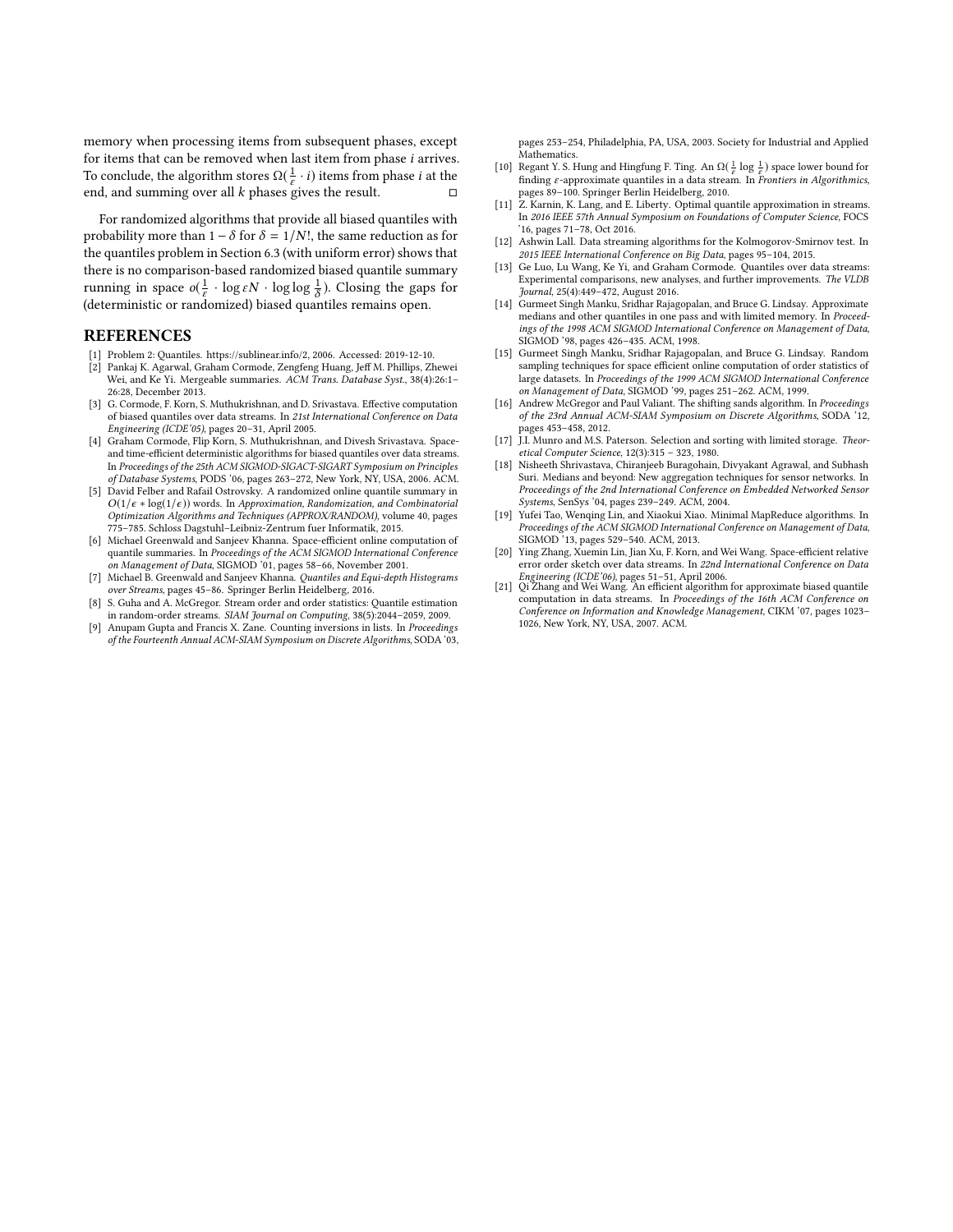memory when processing items from subsequent phases, except for items that can be removed when last item from phase $i$ arrives. To conclude, the algorithm stores $\Omega(\frac{1}{\varepsilon} \cdot i)$ items from phase $i$ at the end, and summing over all $k$ phases gives the result. □

For randomized algorithms that provide all biased quantiles with probability more than $1 - \delta$ for $\delta = 1/N!$, the same reduction as for the quantiles problem in Section 6.3 (with uniform error) shows that there is no comparison-based randomized biased quantile summary running in space $o(\frac{1}{\varepsilon} \cdot \log \varepsilon N \cdot \log \log \frac{1}{\delta})$. Closing the gaps for (deterministic or randomized) biased quantiles remains open.

## REFERENCES

- [1] Problem 2: Quantiles. https://sublinear.info/2, 2006. Accessed: 2019-12-10.
- [2] Pankaj K. Agarwal, Graham Cormode, Zengfeng Huang, Jeff M. Phillips, Zhewei Wei, and Ke Yi. Mergeable summaries. *ACM Trans. Database Syst.*, 38(4):26:1–26:28, December 2013.
- [3] G. Cormode, F. Korn, S. Muthukrishnan, and D. Srivastava. Effective computation of biased quantiles over data streams. In *21st International Conference on Data Engineering (ICDE'05)*, pages 20–31, April 2005.
- [4] Graham Cormode, Flip Korn, S. Muthukrishnan, and Divesh Srivastava. Space- and time-efficient deterministic algorithms for biased quantiles over data streams. In *Proceedings of the 25th ACM SIGMOD-SIGACT-SIGART Symposium on Principles of Database Systems*, PODS '06, pages 263–272, New York, NY, USA, 2006. ACM.
- [5] David Felber and Rafail Ostrovsky. A randomized online quantile summary in $O(1/\epsilon * \log(1/\epsilon))$ words. In *Approximation, Randomization, and Combinatorial Optimization Algorithms and Techniques (APPROX/RANDOM)*, volume 40, pages 775–785. Schloss Dagstuhl–Leibniz-Zentrum fuer Informatik, 2015.
- [6] Michael Greenwald and Sanjeev Khanna. Space-efficient online computation of quantile summaries. In *Proceedings of the ACM SIGMOD International Conference on Management of Data*, SIGMOD '01, pages 58–66, November 2001.
- [7] Michael B. Greenwald and Sanjeev Khanna. *Quantiles and Equi-depth Histograms over Streams*, pages 45–86. Springer Berlin Heidelberg, 2016.
- [8] S. Guha and A. McGregor. Stream order and order statistics: Quantile estimation in random-order streams. *SIAM Journal on Computing*, 38(5):2044–2059, 2009.
- [9] Anupam Gupta and Francis X. Zane. Counting inversions in lists. In *Proceedings of the Fourteenth Annual ACM-SIAM Symposium on Discrete Algorithms*, SODA '03, pages 253–254, Philadelphia, PA, USA, 2003. Society for Industrial and Applied Mathematics.
- [10] Regant Y. S. Hung and Hingfung F. Ting. An $\Omega(\frac{1}{\varepsilon} \log \frac{1}{\varepsilon})$ space lower bound for finding $\varepsilon$-approximate quantiles in a data stream. In *Frontiers in Algorithmics*, pages 89–100. Springer Berlin Heidelberg, 2010.
- [11] Z. Karnin, K. Lang, and E. Liberty. Optimal quantile approximation in streams. In *2016 IEEE 57th Annual Symposium on Foundations of Computer Science*, FOCS '16, pages 71–78, Oct 2016.
- [12] Ashwin Lall. Data streaming algorithms for the Kolmogorov-Smirnov test. In *2015 IEEE International Conference on Big Data*, pages 95–104, 2015.
- [13] Ge Luo, Lu Wang, Ke Yi, and Graham Cormode. Quantiles over data streams: Experimental comparisons, new analyses, and further improvements. *The VLDB Journal*, 25(4):449–472, August 2016.
- [14] Gurmeet Singh Manku, Sridhar Rajagopalan, and Bruce G. Lindsay. Approximate medians and other quantiles in one pass and with limited memory. In *Proceedings of the 1998 ACM SIGMOD International Conference on Management of Data*, SIGMOD '98, pages 426–435. ACM, 1998.
- [15] Gurmeet Singh Manku, Sridhar Rajagopalan, and Bruce G. Lindsay. Random sampling techniques for space efficient online computation of order statistics of large datasets. In *Proceedings of the 1999 ACM SIGMOD International Conference on Management of Data*, SIGMOD '99, pages 251–262. ACM, 1999.
- [16] Andrew McGregor and Paul Valiant. The shifting sands algorithm. In *Proceedings of the 23rd Annual ACM-SIAM Symposium on Discrete Algorithms*, SODA '12, pages 453–458, 2012.
- [17] J.I. Munro and M.S. Paterson. Selection and sorting with limited storage. *Theoretical Computer Science*, 12(3):315 – 323, 1980.
- [18] Nisheeth Shrivastava, Chiranjeeb Buragohain, Divyakant Agrawal, and Subhash Suri. Medians and beyond: New aggregation techniques for sensor networks. In *Proceedings of the 2nd International Conference on Embedded Networked Sensor Systems*, SenSys '04, pages 239–249. ACM, 2004.
- [19] Yufei Tao, Wenqing Lin, and Xiaokui Xiao. Minimal MapReduce algorithms. In *Proceedings of the ACM SIGMOD International Conference on Management of Data*, SIGMOD '13, pages 529–540. ACM, 2013.
- [20] Ying Zhang, Xuemin Lin, Jian Xu, F. Korn, and Wei Wang. Space-efficient relative error order sketch over data streams. In *22nd International Conference on Data Engineering (ICDE'06)*, pages 51–51, April 2006.
- [21] Qi Zhang and Wei Wang. An efficient algorithm for approximate biased quantile computation in data streams. In *Proceedings of the 16th ACM Conference on Conference on Information and Knowledge Management*, CIKM '07, pages 1023–1026, New York, NY, USA, 2007. ACM.